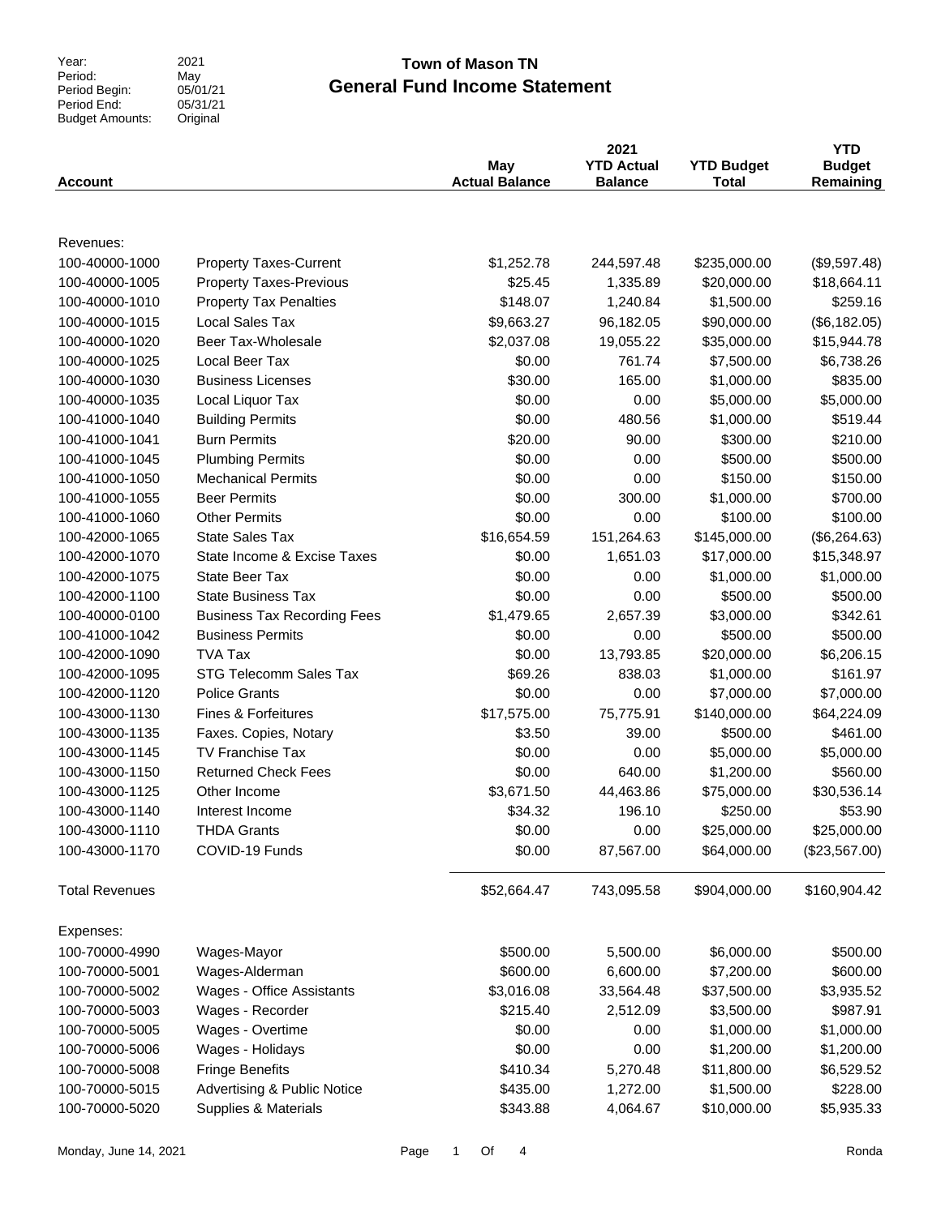| | |
|---|---|
| Year: | 2021 |
| Period: | May |
| Period Begin: | 05/01/21 |
| Period End: | 05/31/21 |
| Budget Amounts: | Original |

# Town of Mason TN
## General Fund Income Statement

| Account | | May Actual Balance | 2021 YTD Actual Balance | YTD Budget Total | YTD Budget Remaining |
|---|---|---|---|---|---|
| Revenues: | | | | | |
| 100-40000-1000 | Property Taxes-Current | $1,252.78 | 244,597.48 | $235,000.00 | ($9,597.48) |
| 100-40000-1005 | Property Taxes-Previous | $25.45 | 1,335.89 | $20,000.00 | $18,664.11 |
| 100-40000-1010 | Property Tax Penalties | $148.07 | 1,240.84 | $1,500.00 | $259.16 |
| 100-40000-1015 | Local Sales Tax | $9,663.27 | 96,182.05 | $90,000.00 | ($6,182.05) |
| 100-40000-1020 | Beer Tax-Wholesale | $2,037.08 | 19,055.22 | $35,000.00 | $15,944.78 |
| 100-40000-1025 | Local Beer Tax | $0.00 | 761.74 | $7,500.00 | $6,738.26 |
| 100-40000-1030 | Business Licenses | $30.00 | 165.00 | $1,000.00 | $835.00 |
| 100-40000-1035 | Local Liquor Tax | $0.00 | 0.00 | $5,000.00 | $5,000.00 |
| 100-41000-1040 | Building Permits | $0.00 | 480.56 | $1,000.00 | $519.44 |
| 100-41000-1041 | Burn Permits | $20.00 | 90.00 | $300.00 | $210.00 |
| 100-41000-1045 | Plumbing Permits | $0.00 | 0.00 | $500.00 | $500.00 |
| 100-41000-1050 | Mechanical Permits | $0.00 | 0.00 | $150.00 | $150.00 |
| 100-41000-1055 | Beer Permits | $0.00 | 300.00 | $1,000.00 | $700.00 |
| 100-41000-1060 | Other Permits | $0.00 | 0.00 | $100.00 | $100.00 |
| 100-42000-1065 | State Sales Tax | $16,654.59 | 151,264.63 | $145,000.00 | ($6,264.63) |
| 100-42000-1070 | State Income & Excise Taxes | $0.00 | 1,651.03 | $17,000.00 | $15,348.97 |
| 100-42000-1075 | State Beer Tax | $0.00 | 0.00 | $1,000.00 | $1,000.00 |
| 100-42000-1100 | State Business Tax | $0.00 | 0.00 | $500.00 | $500.00 |
| 100-40000-0100 | Business Tax Recording Fees | $1,479.65 | 2,657.39 | $3,000.00 | $342.61 |
| 100-41000-1042 | Business Permits | $0.00 | 0.00 | $500.00 | $500.00 |
| 100-42000-1090 | TVA Tax | $0.00 | 13,793.85 | $20,000.00 | $6,206.15 |
| 100-42000-1095 | STG Telecomm Sales Tax | $69.26 | 838.03 | $1,000.00 | $161.97 |
| 100-42000-1120 | Police Grants | $0.00 | 0.00 | $7,000.00 | $7,000.00 |
| 100-43000-1130 | Fines & Forfeitures | $17,575.00 | 75,775.91 | $140,000.00 | $64,224.09 |
| 100-43000-1135 | Faxes. Copies, Notary | $3.50 | 39.00 | $500.00 | $461.00 |
| 100-43000-1145 | TV Franchise Tax | $0.00 | 0.00 | $5,000.00 | $5,000.00 |
| 100-43000-1150 | Returned Check Fees | $0.00 | 640.00 | $1,200.00 | $560.00 |
| 100-43000-1125 | Other Income | $3,671.50 | 44,463.86 | $75,000.00 | $30,536.14 |
| 100-43000-1140 | Interest Income | $34.32 | 196.10 | $250.00 | $53.90 |
| 100-43000-1110 | THDA Grants | $0.00 | 0.00 | $25,000.00 | $25,000.00 |
| 100-43000-1170 | COVID-19 Funds | $0.00 | 87,567.00 | $64,000.00 | ($23,567.00) |
| Total Revenues | | $52,664.47 | 743,095.58 | $904,000.00 | $160,904.42 |
| Expenses: | | | | | |
| 100-70000-4990 | Wages-Mayor | $500.00 | 5,500.00 | $6,000.00 | $500.00 |
| 100-70000-5001 | Wages-Alderman | $600.00 | 6,600.00 | $7,200.00 | $600.00 |
| 100-70000-5002 | Wages - Office Assistants | $3,016.08 | 33,564.48 | $37,500.00 | $3,935.52 |
| 100-70000-5003 | Wages - Recorder | $215.40 | 2,512.09 | $3,500.00 | $987.91 |
| 100-70000-5005 | Wages - Overtime | $0.00 | 0.00 | $1,000.00 | $1,000.00 |
| 100-70000-5006 | Wages - Holidays | $0.00 | 0.00 | $1,200.00 | $1,200.00 |
| 100-70000-5008 | Fringe Benefits | $410.34 | 5,270.48 | $11,800.00 | $6,529.52 |
| 100-70000-5015 | Advertising & Public Notice | $435.00 | 1,272.00 | $1,500.00 | $228.00 |
| 100-70000-5020 | Supplies & Materials | $343.88 | 4,064.67 | $10,000.00 | $5,935.33 |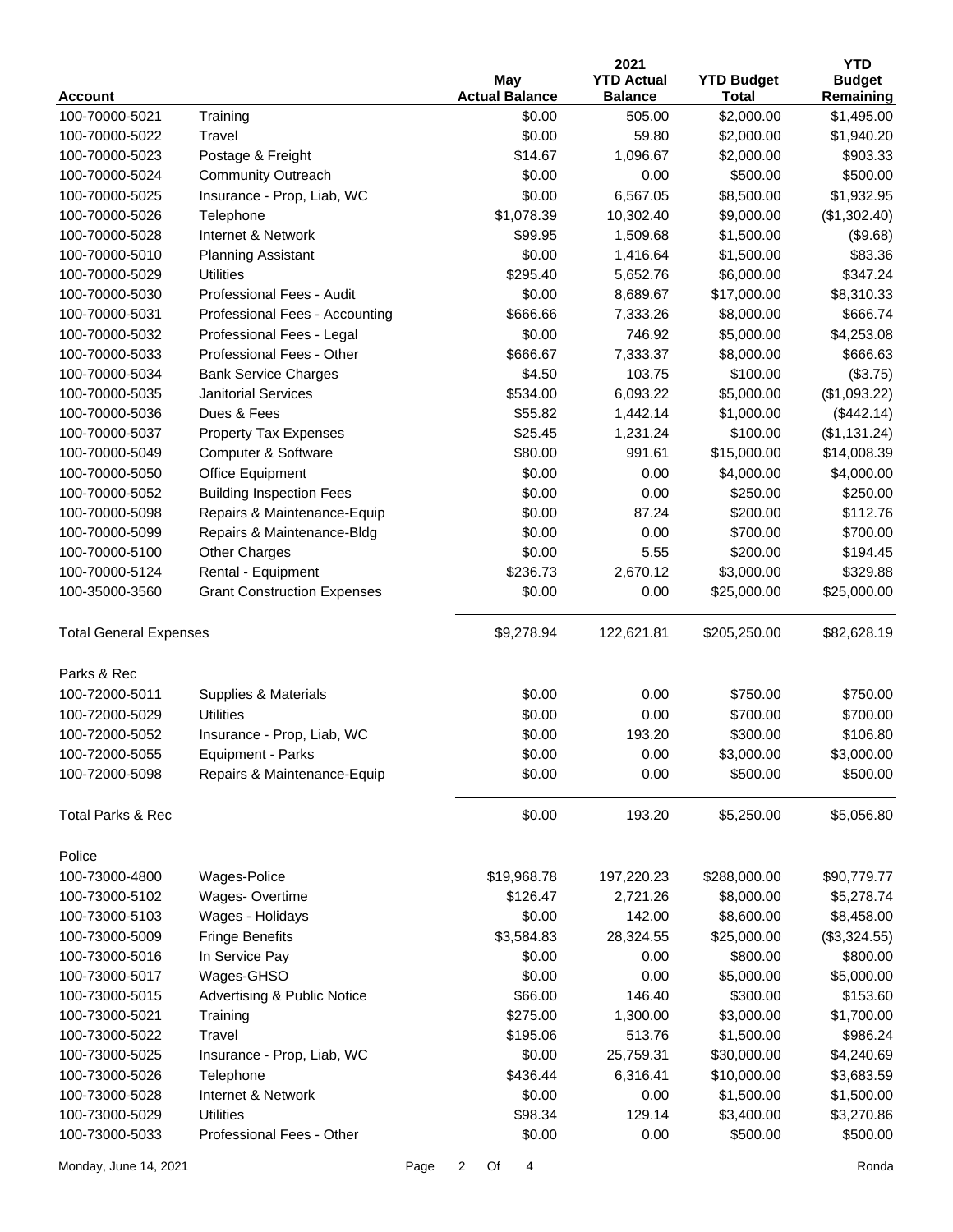| Account | | May Actual Balance | 2021 YTD Actual Balance | YTD Budget Total | YTD Budget Remaining |
|---|---|---|---|---|---|
| 100-70000-5021 | Training | $0.00 | 505.00 | $2,000.00 | $1,495.00 |
| 100-70000-5022 | Travel | $0.00 | 59.80 | $2,000.00 | $1,940.20 |
| 100-70000-5023 | Postage & Freight | $14.67 | 1,096.67 | $2,000.00 | $903.33 |
| 100-70000-5024 | Community Outreach | $0.00 | 0.00 | $500.00 | $500.00 |
| 100-70000-5025 | Insurance - Prop, Liab, WC | $0.00 | 6,567.05 | $8,500.00 | $1,932.95 |
| 100-70000-5026 | Telephone | $1,078.39 | 10,302.40 | $9,000.00 | ($1,302.40) |
| 100-70000-5028 | Internet & Network | $99.95 | 1,509.68 | $1,500.00 | ($9.68) |
| 100-70000-5010 | Planning Assistant | $0.00 | 1,416.64 | $1,500.00 | $83.36 |
| 100-70000-5029 | Utilities | $295.40 | 5,652.76 | $6,000.00 | $347.24 |
| 100-70000-5030 | Professional Fees - Audit | $0.00 | 8,689.67 | $17,000.00 | $8,310.33 |
| 100-70000-5031 | Professional Fees - Accounting | $666.66 | 7,333.26 | $8,000.00 | $666.74 |
| 100-70000-5032 | Professional Fees - Legal | $0.00 | 746.92 | $5,000.00 | $4,253.08 |
| 100-70000-5033 | Professional Fees - Other | $666.67 | 7,333.37 | $8,000.00 | $666.63 |
| 100-70000-5034 | Bank Service Charges | $4.50 | 103.75 | $100.00 | ($3.75) |
| 100-70000-5035 | Janitorial Services | $534.00 | 6,093.22 | $5,000.00 | ($1,093.22) |
| 100-70000-5036 | Dues & Fees | $55.82 | 1,442.14 | $1,000.00 | ($442.14) |
| 100-70000-5037 | Property Tax Expenses | $25.45 | 1,231.24 | $100.00 | ($1,131.24) |
| 100-70000-5049 | Computer & Software | $80.00 | 991.61 | $15,000.00 | $14,008.39 |
| 100-70000-5050 | Office Equipment | $0.00 | 0.00 | $4,000.00 | $4,000.00 |
| 100-70000-5052 | Building Inspection Fees | $0.00 | 0.00 | $250.00 | $250.00 |
| 100-70000-5098 | Repairs & Maintenance-Equip | $0.00 | 87.24 | $200.00 | $112.76 |
| 100-70000-5099 | Repairs & Maintenance-Bldg | $0.00 | 0.00 | $700.00 | $700.00 |
| 100-70000-5100 | Other Charges | $0.00 | 5.55 | $200.00 | $194.45 |
| 100-70000-5124 | Rental - Equipment | $236.73 | 2,670.12 | $3,000.00 | $329.88 |
| 100-35000-3560 | Grant Construction Expenses | $0.00 | 0.00 | $25,000.00 | $25,000.00 |
| Total General Expenses | | $9,278.94 | 122,621.81 | $205,250.00 | $82,628.19 |
| Parks & Rec | | | | | |
| 100-72000-5011 | Supplies & Materials | $0.00 | 0.00 | $750.00 | $750.00 |
| 100-72000-5029 | Utilities | $0.00 | 0.00 | $700.00 | $700.00 |
| 100-72000-5052 | Insurance - Prop, Liab, WC | $0.00 | 193.20 | $300.00 | $106.80 |
| 100-72000-5055 | Equipment - Parks | $0.00 | 0.00 | $3,000.00 | $3,000.00 |
| 100-72000-5098 | Repairs & Maintenance-Equip | $0.00 | 0.00 | $500.00 | $500.00 |
| Total Parks & Rec | | $0.00 | 193.20 | $5,250.00 | $5,056.80 |
| Police | | | | | |
| 100-73000-4800 | Wages-Police | $19,968.78 | 197,220.23 | $288,000.00 | $90,779.77 |
| 100-73000-5102 | Wages- Overtime | $126.47 | 2,721.26 | $8,000.00 | $5,278.74 |
| 100-73000-5103 | Wages - Holidays | $0.00 | 142.00 | $8,600.00 | $8,458.00 |
| 100-73000-5009 | Fringe Benefits | $3,584.83 | 28,324.55 | $25,000.00 | ($3,324.55) |
| 100-73000-5016 | In Service Pay | $0.00 | 0.00 | $800.00 | $800.00 |
| 100-73000-5017 | Wages-GHSO | $0.00 | 0.00 | $5,000.00 | $5,000.00 |
| 100-73000-5015 | Advertising & Public Notice | $66.00 | 146.40 | $300.00 | $153.60 |
| 100-73000-5021 | Training | $275.00 | 1,300.00 | $3,000.00 | $1,700.00 |
| 100-73000-5022 | Travel | $195.06 | 513.76 | $1,500.00 | $986.24 |
| 100-73000-5025 | Insurance - Prop, Liab, WC | $0.00 | 25,759.31 | $30,000.00 | $4,240.69 |
| 100-73000-5026 | Telephone | $436.44 | 6,316.41 | $10,000.00 | $3,683.59 |
| 100-73000-5028 | Internet & Network | $0.00 | 0.00 | $1,500.00 | $1,500.00 |
| 100-73000-5029 | Utilities | $98.34 | 129.14 | $3,400.00 | $3,270.86 |
| 100-73000-5033 | Professional Fees - Other | $0.00 | 0.00 | $500.00 | $500.00 |

Monday, June 14, 2021 Ronda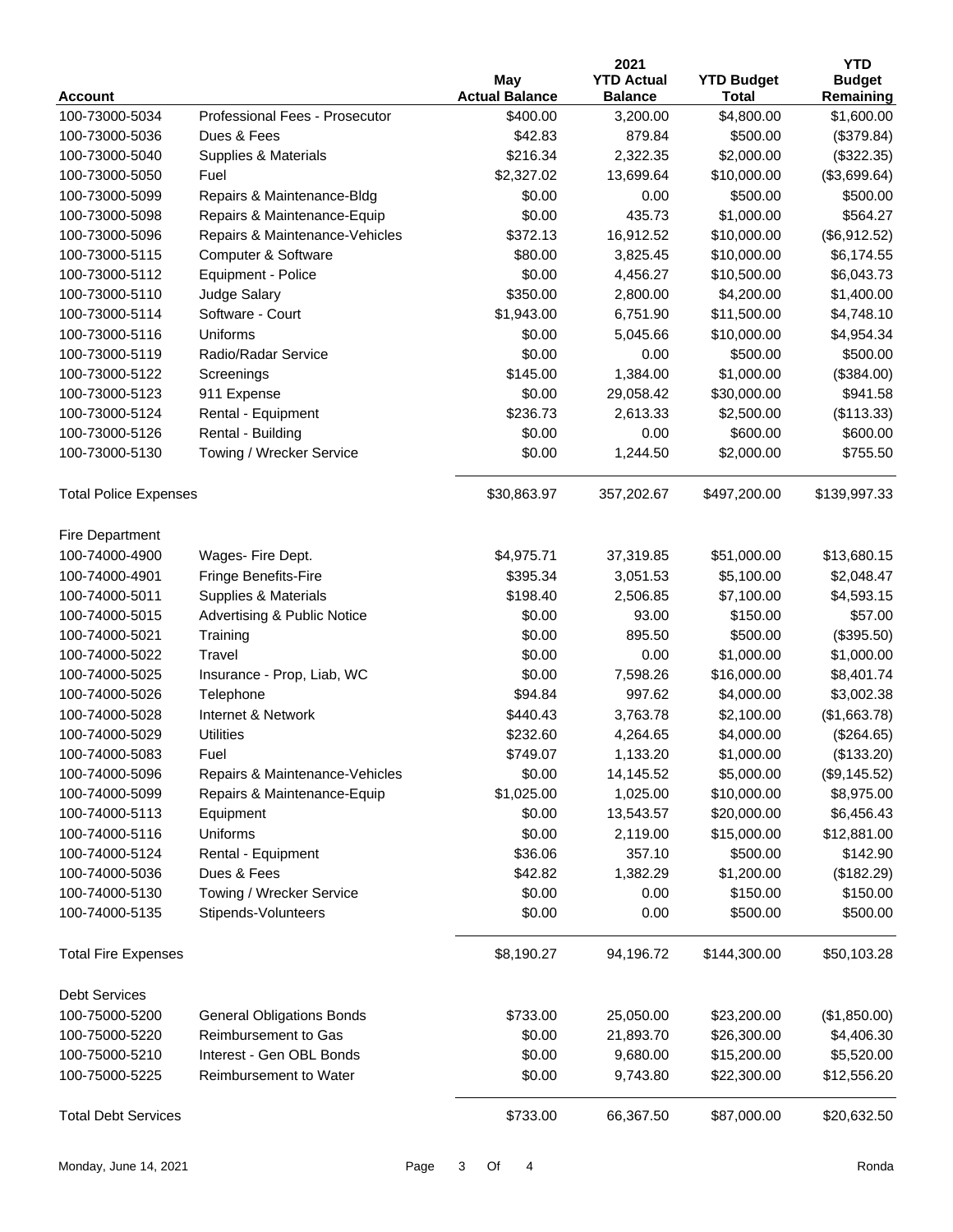| Account | | May Actual Balance | 2021 YTD Actual Balance | YTD Budget Total | YTD Budget Remaining |
|---|---|---|---|---|---|
| 100-73000-5034 | Professional Fees - Prosecutor | $400.00 | 3,200.00 | $4,800.00 | $1,600.00 |
| 100-73000-5036 | Dues & Fees | $42.83 | 879.84 | $500.00 | ($379.84) |
| 100-73000-5040 | Supplies & Materials | $216.34 | 2,322.35 | $2,000.00 | ($322.35) |
| 100-73000-5050 | Fuel | $2,327.02 | 13,699.64 | $10,000.00 | ($3,699.64) |
| 100-73000-5099 | Repairs & Maintenance-Bldg | $0.00 | 0.00 | $500.00 | $500.00 |
| 100-73000-5098 | Repairs & Maintenance-Equip | $0.00 | 435.73 | $1,000.00 | $564.27 |
| 100-73000-5096 | Repairs & Maintenance-Vehicles | $372.13 | 16,912.52 | $10,000.00 | ($6,912.52) |
| 100-73000-5115 | Computer & Software | $80.00 | 3,825.45 | $10,000.00 | $6,174.55 |
| 100-73000-5112 | Equipment - Police | $0.00 | 4,456.27 | $10,500.00 | $6,043.73 |
| 100-73000-5110 | Judge Salary | $350.00 | 2,800.00 | $4,200.00 | $1,400.00 |
| 100-73000-5114 | Software - Court | $1,943.00 | 6,751.90 | $11,500.00 | $4,748.10 |
| 100-73000-5116 | Uniforms | $0.00 | 5,045.66 | $10,000.00 | $4,954.34 |
| 100-73000-5119 | Radio/Radar Service | $0.00 | 0.00 | $500.00 | $500.00 |
| 100-73000-5122 | Screenings | $145.00 | 1,384.00 | $1,000.00 | ($384.00) |
| 100-73000-5123 | 911 Expense | $0.00 | 29,058.42 | $30,000.00 | $941.58 |
| 100-73000-5124 | Rental - Equipment | $236.73 | 2,613.33 | $2,500.00 | ($113.33) |
| 100-73000-5126 | Rental - Building | $0.00 | 0.00 | $600.00 | $600.00 |
| 100-73000-5130 | Towing / Wrecker Service | $0.00 | 1,244.50 | $2,000.00 | $755.50 |
| Total Police Expenses | | $30,863.97 | 357,202.67 | $497,200.00 | $139,997.33 |
| Fire Department | | | | | |
| 100-74000-4900 | Wages- Fire Dept. | $4,975.71 | 37,319.85 | $51,000.00 | $13,680.15 |
| 100-74000-4901 | Fringe Benefits-Fire | $395.34 | 3,051.53 | $5,100.00 | $2,048.47 |
| 100-74000-5011 | Supplies & Materials | $198.40 | 2,506.85 | $7,100.00 | $4,593.15 |
| 100-74000-5015 | Advertising & Public Notice | $0.00 | 93.00 | $150.00 | $57.00 |
| 100-74000-5021 | Training | $0.00 | 895.50 | $500.00 | ($395.50) |
| 100-74000-5022 | Travel | $0.00 | 0.00 | $1,000.00 | $1,000.00 |
| 100-74000-5025 | Insurance - Prop, Liab, WC | $0.00 | 7,598.26 | $16,000.00 | $8,401.74 |
| 100-74000-5026 | Telephone | $94.84 | 997.62 | $4,000.00 | $3,002.38 |
| 100-74000-5028 | Internet & Network | $440.43 | 3,763.78 | $2,100.00 | ($1,663.78) |
| 100-74000-5029 | Utilities | $232.60 | 4,264.65 | $4,000.00 | ($264.65) |
| 100-74000-5083 | Fuel | $749.07 | 1,133.20 | $1,000.00 | ($133.20) |
| 100-74000-5096 | Repairs & Maintenance-Vehicles | $0.00 | 14,145.52 | $5,000.00 | ($9,145.52) |
| 100-74000-5099 | Repairs & Maintenance-Equip | $1,025.00 | 1,025.00 | $10,000.00 | $8,975.00 |
| 100-74000-5113 | Equipment | $0.00 | 13,543.57 | $20,000.00 | $6,456.43 |
| 100-74000-5116 | Uniforms | $0.00 | 2,119.00 | $15,000.00 | $12,881.00 |
| 100-74000-5124 | Rental - Equipment | $36.06 | 357.10 | $500.00 | $142.90 |
| 100-74000-5036 | Dues & Fees | $42.82 | 1,382.29 | $1,200.00 | ($182.29) |
| 100-74000-5130 | Towing / Wrecker Service | $0.00 | 0.00 | $150.00 | $150.00 |
| 100-74000-5135 | Stipends-Volunteers | $0.00 | 0.00 | $500.00 | $500.00 |
| Total Fire Expenses | | $8,190.27 | 94,196.72 | $144,300.00 | $50,103.28 |
| Debt Services | | | | | |
| 100-75000-5200 | General Obligations Bonds | $733.00 | 25,050.00 | $23,200.00 | ($1,850.00) |
| 100-75000-5220 | Reimbursement to Gas | $0.00 | 21,893.70 | $26,300.00 | $4,406.30 |
| 100-75000-5210 | Interest - Gen OBL Bonds | $0.00 | 9,680.00 | $15,200.00 | $5,520.00 |
| 100-75000-5225 | Reimbursement to Water | $0.00 | 9,743.80 | $22,300.00 | $12,556.20 |
| Total Debt Services | | $733.00 | 66,367.50 | $87,000.00 | $20,632.50 |

Monday, June 14, 2021 — Ronda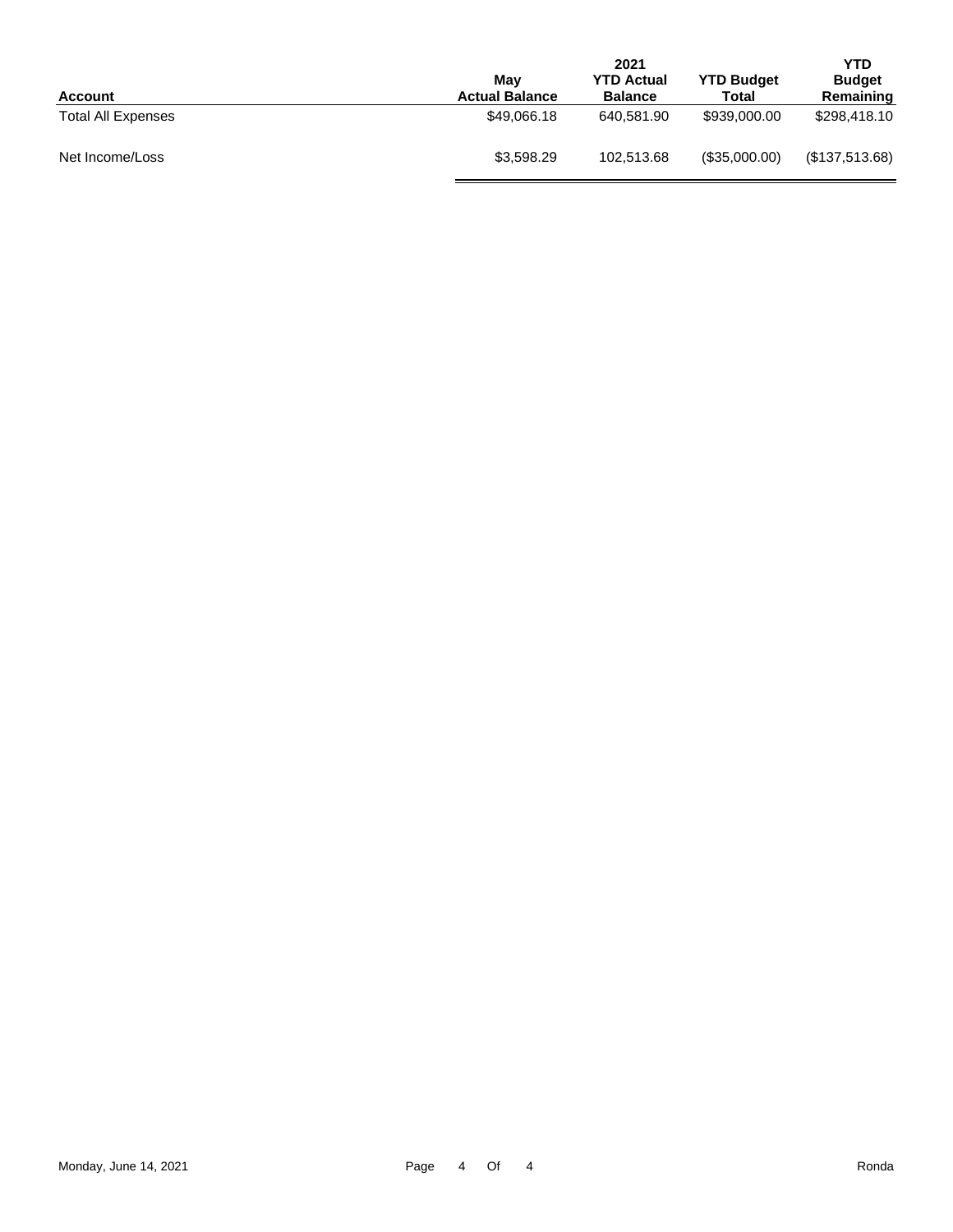| Account | May Actual Balance | 2021 YTD Actual Balance | YTD Budget Total | YTD Budget Remaining |
|---|---|---|---|---|
| Total All Expenses | $49,066.18 | 640,581.90 | $939,000.00 | $298,418.10 |
| Net Income/Loss | $3,598.29 | 102,513.68 | ($35,000.00) | ($137,513.68) |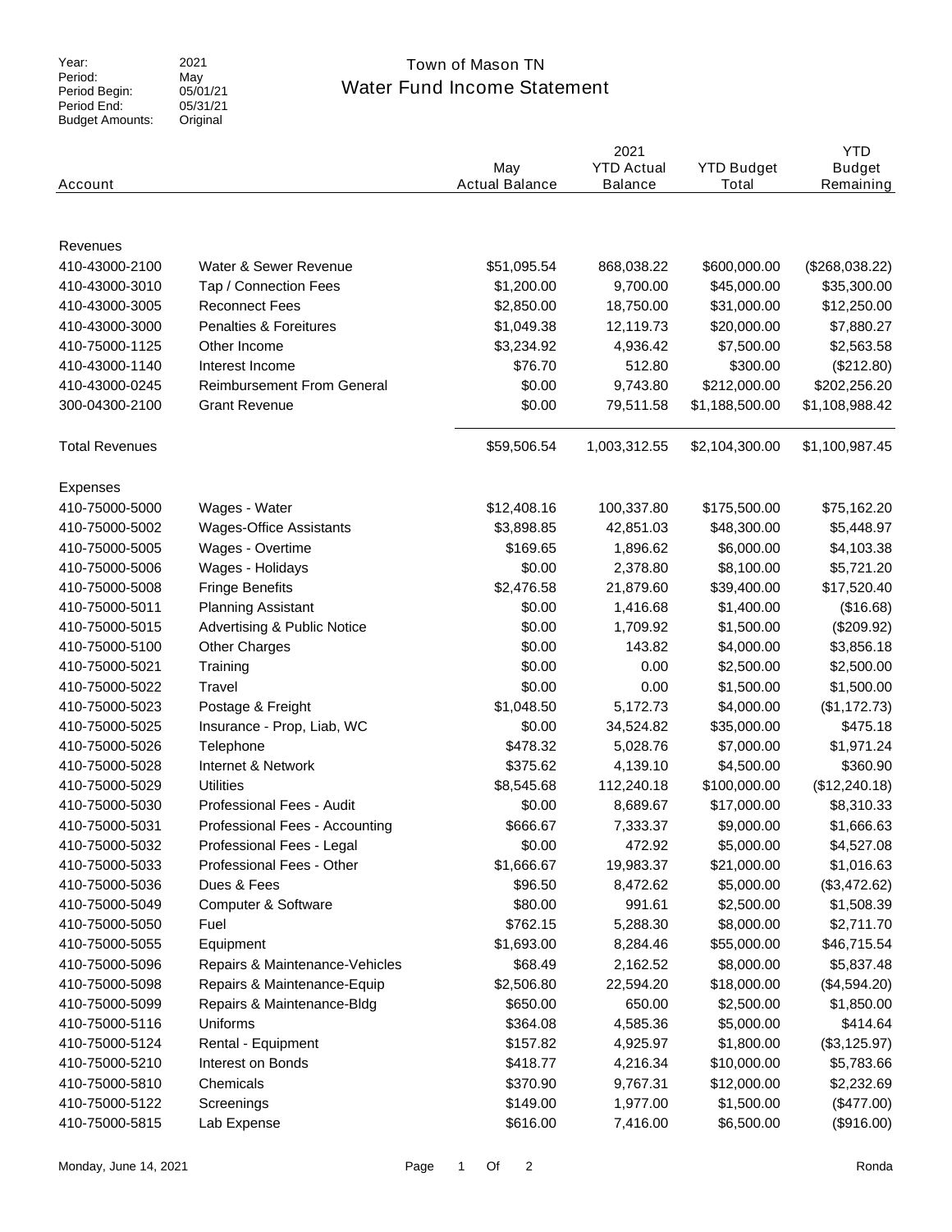| Year: | 2021 |
|---|---|
| Period: | May |
| Period Begin: | 05/01/21 |
| Period End: | 05/31/21 |
| Budget Amounts: | Original |

# Town of Mason TN
## Water Fund Income Statement

| Account | | May Actual Balance | 2021 YTD Actual Balance | YTD Budget Total | YTD Budget Remaining |
|---|---|---|---|---|---|
| Revenues | | | | | |
| 410-43000-2100 | Water & Sewer Revenue | $51,095.54 | 868,038.22 | $600,000.00 | ($268,038.22) |
| 410-43000-3010 | Tap / Connection Fees | $1,200.00 | 9,700.00 | $45,000.00 | $35,300.00 |
| 410-43000-3005 | Reconnect Fees | $2,850.00 | 18,750.00 | $31,000.00 | $12,250.00 |
| 410-43000-3000 | Penalties & Foreitures | $1,049.38 | 12,119.73 | $20,000.00 | $7,880.27 |
| 410-75000-1125 | Other Income | $3,234.92 | 4,936.42 | $7,500.00 | $2,563.58 |
| 410-43000-1140 | Interest Income | $76.70 | 512.80 | $300.00 | ($212.80) |
| 410-43000-0245 | Reimbursement From General | $0.00 | 9,743.80 | $212,000.00 | $202,256.20 |
| 300-04300-2100 | Grant Revenue | $0.00 | 79,511.58 | $1,188,500.00 | $1,108,988.42 |
| Total Revenues | | $59,506.54 | 1,003,312.55 | $2,104,300.00 | $1,100,987.45 |
| Expenses | | | | | |
| 410-75000-5000 | Wages - Water | $12,408.16 | 100,337.80 | $175,500.00 | $75,162.20 |
| 410-75000-5002 | Wages-Office Assistants | $3,898.85 | 42,851.03 | $48,300.00 | $5,448.97 |
| 410-75000-5005 | Wages - Overtime | $169.65 | 1,896.62 | $6,000.00 | $4,103.38 |
| 410-75000-5006 | Wages - Holidays | $0.00 | 2,378.80 | $8,100.00 | $5,721.20 |
| 410-75000-5008 | Fringe Benefits | $2,476.58 | 21,879.60 | $39,400.00 | $17,520.40 |
| 410-75000-5011 | Planning Assistant | $0.00 | 1,416.68 | $1,400.00 | ($16.68) |
| 410-75000-5015 | Advertising & Public Notice | $0.00 | 1,709.92 | $1,500.00 | ($209.92) |
| 410-75000-5100 | Other Charges | $0.00 | 143.82 | $4,000.00 | $3,856.18 |
| 410-75000-5021 | Training | $0.00 | 0.00 | $2,500.00 | $2,500.00 |
| 410-75000-5022 | Travel | $0.00 | 0.00 | $1,500.00 | $1,500.00 |
| 410-75000-5023 | Postage & Freight | $1,048.50 | 5,172.73 | $4,000.00 | ($1,172.73) |
| 410-75000-5025 | Insurance - Prop, Liab, WC | $0.00 | 34,524.82 | $35,000.00 | $475.18 |
| 410-75000-5026 | Telephone | $478.32 | 5,028.76 | $7,000.00 | $1,971.24 |
| 410-75000-5028 | Internet & Network | $375.62 | 4,139.10 | $4,500.00 | $360.90 |
| 410-75000-5029 | Utilities | $8,545.68 | 112,240.18 | $100,000.00 | ($12,240.18) |
| 410-75000-5030 | Professional Fees - Audit | $0.00 | 8,689.67 | $17,000.00 | $8,310.33 |
| 410-75000-5031 | Professional Fees - Accounting | $666.67 | 7,333.37 | $9,000.00 | $1,666.63 |
| 410-75000-5032 | Professional Fees - Legal | $0.00 | 472.92 | $5,000.00 | $4,527.08 |
| 410-75000-5033 | Professional Fees - Other | $1,666.67 | 19,983.37 | $21,000.00 | $1,016.63 |
| 410-75000-5036 | Dues & Fees | $96.50 | 8,472.62 | $5,000.00 | ($3,472.62) |
| 410-75000-5049 | Computer & Software | $80.00 | 991.61 | $2,500.00 | $1,508.39 |
| 410-75000-5050 | Fuel | $762.15 | 5,288.30 | $8,000.00 | $2,711.70 |
| 410-75000-5055 | Equipment | $1,693.00 | 8,284.46 | $55,000.00 | $46,715.54 |
| 410-75000-5096 | Repairs & Maintenance-Vehicles | $68.49 | 2,162.52 | $8,000.00 | $5,837.48 |
| 410-75000-5098 | Repairs & Maintenance-Equip | $2,506.80 | 22,594.20 | $18,000.00 | ($4,594.20) |
| 410-75000-5099 | Repairs & Maintenance-Bldg | $650.00 | 650.00 | $2,500.00 | $1,850.00 |
| 410-75000-5116 | Uniforms | $364.08 | 4,585.36 | $5,000.00 | $414.64 |
| 410-75000-5124 | Rental - Equipment | $157.82 | 4,925.97 | $1,800.00 | ($3,125.97) |
| 410-75000-5210 | Interest on Bonds | $418.77 | 4,216.34 | $10,000.00 | $5,783.66 |
| 410-75000-5810 | Chemicals | $370.90 | 9,767.31 | $12,000.00 | $2,232.69 |
| 410-75000-5122 | Screenings | $149.00 | 1,977.00 | $1,500.00 | ($477.00) |
| 410-75000-5815 | Lab Expense | $616.00 | 7,416.00 | $6,500.00 | ($916.00) |

Monday, June 14, 2021 | Ronda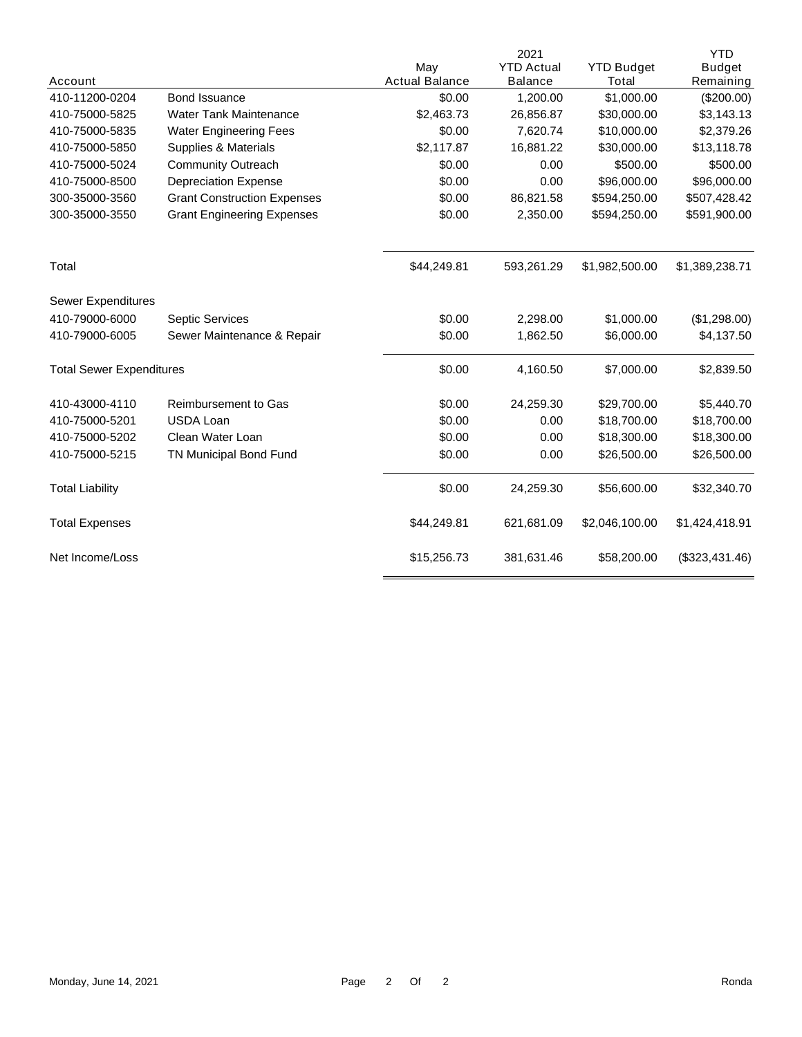| Account | | May Actual Balance | 2021 YTD Actual Balance | YTD Budget Total | YTD Budget Remaining |
|---|---|---|---|---|---|
| 410-11200-0204 | Bond Issuance | $0.00 | 1,200.00 | $1,000.00 | ($200.00) |
| 410-75000-5825 | Water Tank Maintenance | $2,463.73 | 26,856.87 | $30,000.00 | $3,143.13 |
| 410-75000-5835 | Water Engineering Fees | $0.00 | 7,620.74 | $10,000.00 | $2,379.26 |
| 410-75000-5850 | Supplies & Materials | $2,117.87 | 16,881.22 | $30,000.00 | $13,118.78 |
| 410-75000-5024 | Community Outreach | $0.00 | 0.00 | $500.00 | $500.00 |
| 410-75000-8500 | Depreciation Expense | $0.00 | 0.00 | $96,000.00 | $96,000.00 |
| 300-35000-3560 | Grant Construction Expenses | $0.00 | 86,821.58 | $594,250.00 | $507,428.42 |
| 300-35000-3550 | Grant Engineering Expenses | $0.00 | 2,350.00 | $594,250.00 | $591,900.00 |
| Total | | $44,249.81 | 593,261.29 | $1,982,500.00 | $1,389,238.71 |
| Sewer Expenditures | | | | | |
| 410-79000-6000 | Septic Services | $0.00 | 2,298.00 | $1,000.00 | ($1,298.00) |
| 410-79000-6005 | Sewer Maintenance & Repair | $0.00 | 1,862.50 | $6,000.00 | $4,137.50 |
| Total Sewer Expenditures | | $0.00 | 4,160.50 | $7,000.00 | $2,839.50 |
| 410-43000-4110 | Reimbursement to Gas | $0.00 | 24,259.30 | $29,700.00 | $5,440.70 |
| 410-75000-5201 | USDA Loan | $0.00 | 0.00 | $18,700.00 | $18,700.00 |
| 410-75000-5202 | Clean Water Loan | $0.00 | 0.00 | $18,300.00 | $18,300.00 |
| 410-75000-5215 | TN Municipal Bond Fund | $0.00 | 0.00 | $26,500.00 | $26,500.00 |
| Total Liability | | $0.00 | 24,259.30 | $56,600.00 | $32,340.70 |
| Total Expenses | | $44,249.81 | 621,681.09 | $2,046,100.00 | $1,424,418.91 |
| Net Income/Loss | | $15,256.73 | 381,631.46 | $58,200.00 | ($323,431.46) |

Monday, June 14, 2021 Ronda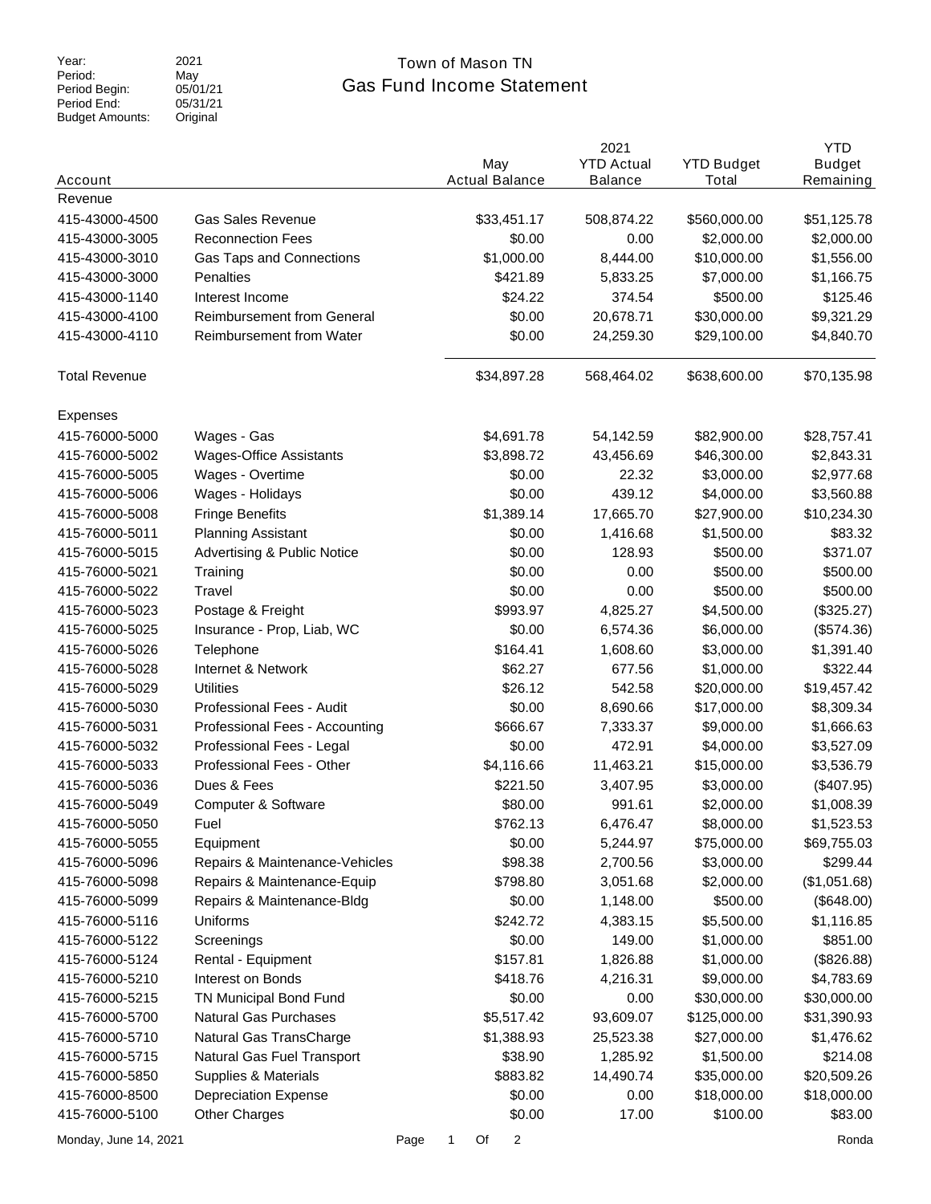Year: 2021
Period: May
Period Begin: 05/01/21
Period End: 05/31/21
Budget Amounts: Original

# Town of Mason TN
## Gas Fund Income Statement

| Account | | May Actual Balance | 2021 YTD Actual Balance | YTD Budget Total | YTD Budget Remaining |
|---|---|---|---|---|---|
| Revenue | | | | | |
| 415-43000-4500 | Gas Sales Revenue | $33,451.17 | 508,874.22 | $560,000.00 | $51,125.78 |
| 415-43000-3005 | Reconnection Fees | $0.00 | 0.00 | $2,000.00 | $2,000.00 |
| 415-43000-3010 | Gas Taps and Connections | $1,000.00 | 8,444.00 | $10,000.00 | $1,556.00 |
| 415-43000-3000 | Penalties | $421.89 | 5,833.25 | $7,000.00 | $1,166.75 |
| 415-43000-1140 | Interest Income | $24.22 | 374.54 | $500.00 | $125.46 |
| 415-43000-4100 | Reimbursement from General | $0.00 | 20,678.71 | $30,000.00 | $9,321.29 |
| 415-43000-4110 | Reimbursement from Water | $0.00 | 24,259.30 | $29,100.00 | $4,840.70 |
| Total Revenue | | $34,897.28 | 568,464.02 | $638,600.00 | $70,135.98 |
| Expenses | | | | | |
| 415-76000-5000 | Wages - Gas | $4,691.78 | 54,142.59 | $82,900.00 | $28,757.41 |
| 415-76000-5002 | Wages-Office Assistants | $3,898.72 | 43,456.69 | $46,300.00 | $2,843.31 |
| 415-76000-5005 | Wages - Overtime | $0.00 | 22.32 | $3,000.00 | $2,977.68 |
| 415-76000-5006 | Wages - Holidays | $0.00 | 439.12 | $4,000.00 | $3,560.88 |
| 415-76000-5008 | Fringe Benefits | $1,389.14 | 17,665.70 | $27,900.00 | $10,234.30 |
| 415-76000-5011 | Planning Assistant | $0.00 | 1,416.68 | $1,500.00 | $83.32 |
| 415-76000-5015 | Advertising & Public Notice | $0.00 | 128.93 | $500.00 | $371.07 |
| 415-76000-5021 | Training | $0.00 | 0.00 | $500.00 | $500.00 |
| 415-76000-5022 | Travel | $0.00 | 0.00 | $500.00 | $500.00 |
| 415-76000-5023 | Postage & Freight | $993.97 | 4,825.27 | $4,500.00 | ($325.27) |
| 415-76000-5025 | Insurance - Prop, Liab, WC | $0.00 | 6,574.36 | $6,000.00 | ($574.36) |
| 415-76000-5026 | Telephone | $164.41 | 1,608.60 | $3,000.00 | $1,391.40 |
| 415-76000-5028 | Internet & Network | $62.27 | 677.56 | $1,000.00 | $322.44 |
| 415-76000-5029 | Utilities | $26.12 | 542.58 | $20,000.00 | $19,457.42 |
| 415-76000-5030 | Professional Fees - Audit | $0.00 | 8,690.66 | $17,000.00 | $8,309.34 |
| 415-76000-5031 | Professional Fees - Accounting | $666.67 | 7,333.37 | $9,000.00 | $1,666.63 |
| 415-76000-5032 | Professional Fees - Legal | $0.00 | 472.91 | $4,000.00 | $3,527.09 |
| 415-76000-5033 | Professional Fees - Other | $4,116.66 | 11,463.21 | $15,000.00 | $3,536.79 |
| 415-76000-5036 | Dues & Fees | $221.50 | 3,407.95 | $3,000.00 | ($407.95) |
| 415-76000-5049 | Computer & Software | $80.00 | 991.61 | $2,000.00 | $1,008.39 |
| 415-76000-5050 | Fuel | $762.13 | 6,476.47 | $8,000.00 | $1,523.53 |
| 415-76000-5055 | Equipment | $0.00 | 5,244.97 | $75,000.00 | $69,755.03 |
| 415-76000-5096 | Repairs & Maintenance-Vehicles | $98.38 | 2,700.56 | $3,000.00 | $299.44 |
| 415-76000-5098 | Repairs & Maintenance-Equip | $798.80 | 3,051.68 | $2,000.00 | ($1,051.68) |
| 415-76000-5099 | Repairs & Maintenance-Bldg | $0.00 | 1,148.00 | $500.00 | ($648.00) |
| 415-76000-5116 | Uniforms | $242.72 | 4,383.15 | $5,500.00 | $1,116.85 |
| 415-76000-5122 | Screenings | $0.00 | 149.00 | $1,000.00 | $851.00 |
| 415-76000-5124 | Rental - Equipment | $157.81 | 1,826.88 | $1,000.00 | ($826.88) |
| 415-76000-5210 | Interest on Bonds | $418.76 | 4,216.31 | $9,000.00 | $4,783.69 |
| 415-76000-5215 | TN Municipal Bond Fund | $0.00 | 0.00 | $30,000.00 | $30,000.00 |
| 415-76000-5700 | Natural Gas Purchases | $5,517.42 | 93,609.07 | $125,000.00 | $31,390.93 |
| 415-76000-5710 | Natural Gas TransCharge | $1,388.93 | 25,523.38 | $27,000.00 | $1,476.62 |
| 415-76000-5715 | Natural Gas Fuel Transport | $38.90 | 1,285.92 | $1,500.00 | $214.08 |
| 415-76000-5850 | Supplies & Materials | $883.82 | 14,490.74 | $35,000.00 | $20,509.26 |
| 415-76000-8500 | Depreciation Expense | $0.00 | 0.00 | $18,000.00 | $18,000.00 |
| 415-76000-5100 | Other Charges | $0.00 | 17.00 | $100.00 | $83.00 |

Monday, June 14, 2021 Ronda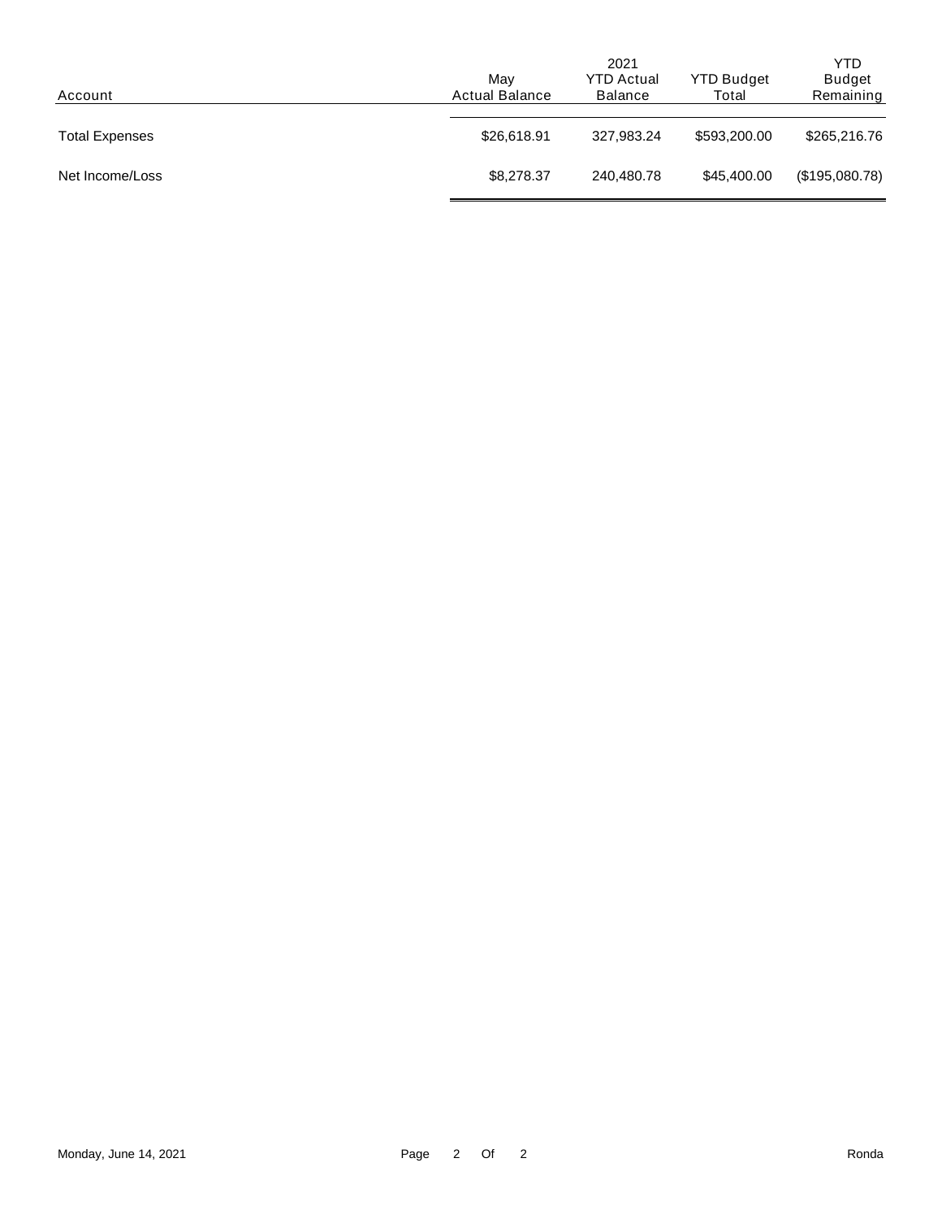| Account | May Actual Balance | 2021 YTD Actual Balance | YTD Budget Total | YTD Budget Remaining |
|---|---|---|---|---|
| Total Expenses | $26,618.91 | 327,983.24 | $593,200.00 | $265,216.76 |
| Net Income/Loss | $8,278.37 | 240,480.78 | $45,400.00 | ($195,080.78) |

Monday, June 14, 2021 — Ronda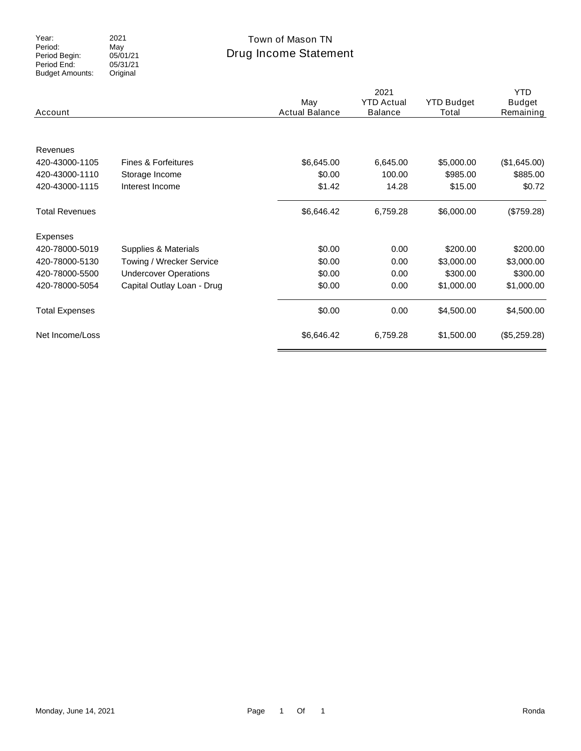| | |
|---|---|
| Year: | 2021 |
| Period: | May |
| Period Begin: | 05/01/21 |
| Period End: | 05/31/21 |
| Budget Amounts: | Original |

# Town of Mason TN
## Drug Income Statement

| Account | | May Actual Balance | 2021 YTD Actual Balance | YTD Budget Total | YTD Budget Remaining |
|---|---|---|---|---|---|
| Revenues | | | | | |
| 420-43000-1105 | Fines & Forfeitures | $6,645.00 | 6,645.00 | $5,000.00 | ($1,645.00) |
| 420-43000-1110 | Storage Income | $0.00 | 100.00 | $985.00 | $885.00 |
| 420-43000-1115 | Interest Income | $1.42 | 14.28 | $15.00 | $0.72 |
| Total Revenues | | $6,646.42 | 6,759.28 | $6,000.00 | ($759.28) |
| Expenses | | | | | |
| 420-78000-5019 | Supplies & Materials | $0.00 | 0.00 | $200.00 | $200.00 |
| 420-78000-5130 | Towing / Wrecker Service | $0.00 | 0.00 | $3,000.00 | $3,000.00 |
| 420-78000-5500 | Undercover Operations | $0.00 | 0.00 | $300.00 | $300.00 |
| 420-78000-5054 | Capital Outlay Loan - Drug | $0.00 | 0.00 | $1,000.00 | $1,000.00 |
| Total Expenses | | $0.00 | 0.00 | $4,500.00 | $4,500.00 |
| Net Income/Loss | | $6,646.42 | 6,759.28 | $1,500.00 | ($5,259.28) |

Monday, June 14, 2021 Ronda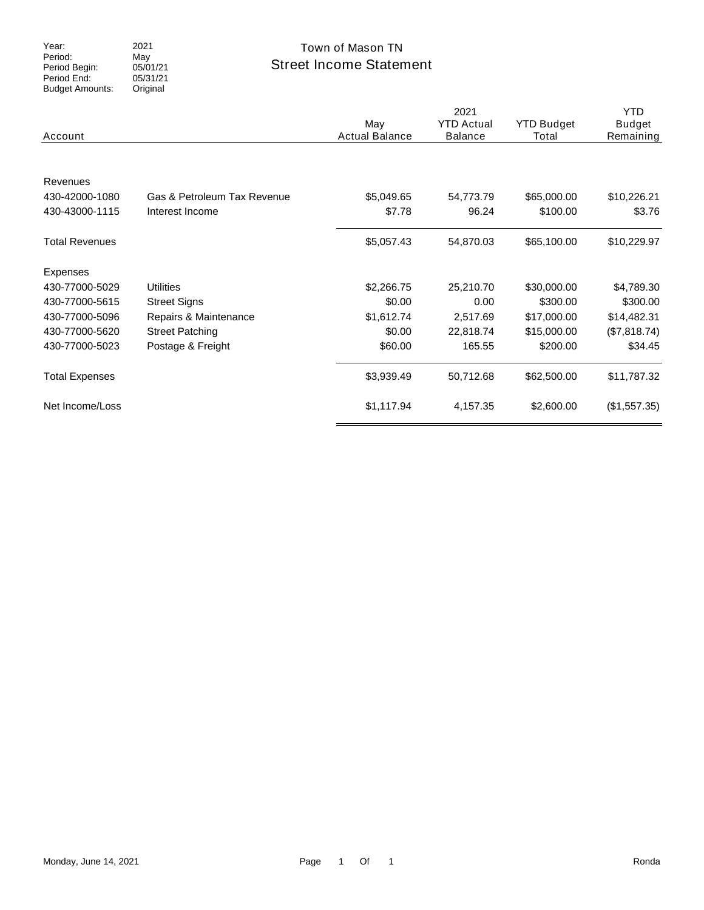| Year: | 2021 |
|---|---|
| Period: | May |
| Period Begin: | 05/01/21 |
| Period End: | 05/31/21 |
| Budget Amounts: | Original |

# Town of Mason TN

## Street Income Statement

| Account | | May Actual Balance | 2021 YTD Actual Balance | YTD Budget Total | YTD Budget Remaining |
|---|---|---|---|---|---|
| Revenues | | | | | |
| 430-42000-1080 | Gas & Petroleum Tax Revenue | $5,049.65 | 54,773.79 | $65,000.00 | $10,226.21 |
| 430-43000-1115 | Interest Income | $7.78 | 96.24 | $100.00 | $3.76 |
| Total Revenues | | $5,057.43 | 54,870.03 | $65,100.00 | $10,229.97 |
| Expenses | | | | | |
| 430-77000-5029 | Utilities | $2,266.75 | 25,210.70 | $30,000.00 | $4,789.30 |
| 430-77000-5615 | Street Signs | $0.00 | 0.00 | $300.00 | $300.00 |
| 430-77000-5096 | Repairs & Maintenance | $1,612.74 | 2,517.69 | $17,000.00 | $14,482.31 |
| 430-77000-5620 | Street Patching | $0.00 | 22,818.74 | $15,000.00 | ($7,818.74) |
| 430-77000-5023 | Postage & Freight | $60.00 | 165.55 | $200.00 | $34.45 |
| Total Expenses | | $3,939.49 | 50,712.68 | $62,500.00 | $11,787.32 |
| Net Income/Loss | | $1,117.94 | 4,157.35 | $2,600.00 | ($1,557.35) |

Monday, June 14, 2021 Ronda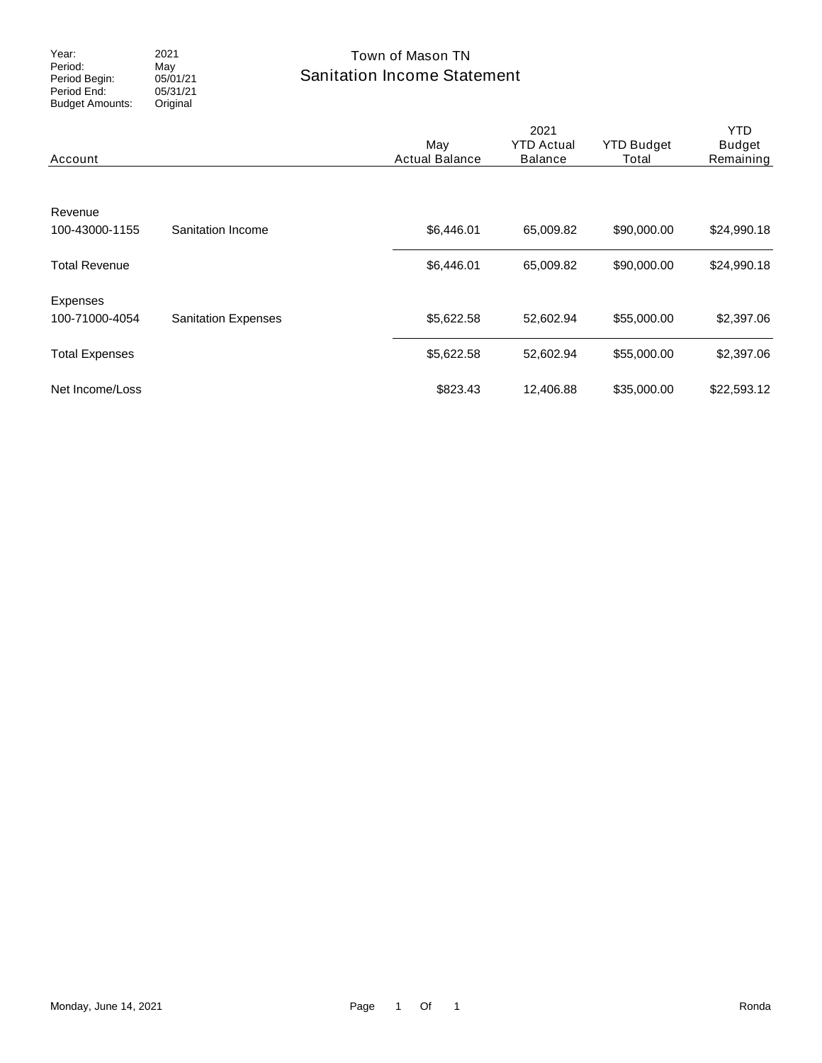Year: 2021
Period: May
Period Begin: 05/01/21
Period End: 05/31/21
Budget Amounts: Original

# Town of Mason TN
## Sanitation Income Statement

| Account | | May Actual Balance | 2021 YTD Actual Balance | YTD Budget Total | YTD Budget Remaining |
|---|---|---|---|---|---|
| Revenue | | | | | |
| 100-43000-1155 | Sanitation Income | $6,446.01 | 65,009.82 | $90,000.00 | $24,990.18 |
| Total Revenue | | $6,446.01 | 65,009.82 | $90,000.00 | $24,990.18 |
| Expenses | | | | | |
| 100-71000-4054 | Sanitation Expenses | $5,622.58 | 52,602.94 | $55,000.00 | $2,397.06 |
| Total Expenses | | $5,622.58 | 52,602.94 | $55,000.00 | $2,397.06 |
| Net Income/Loss | | $823.43 | 12,406.88 | $35,000.00 | $22,593.12 |

Monday, June 14, 2021 Ronda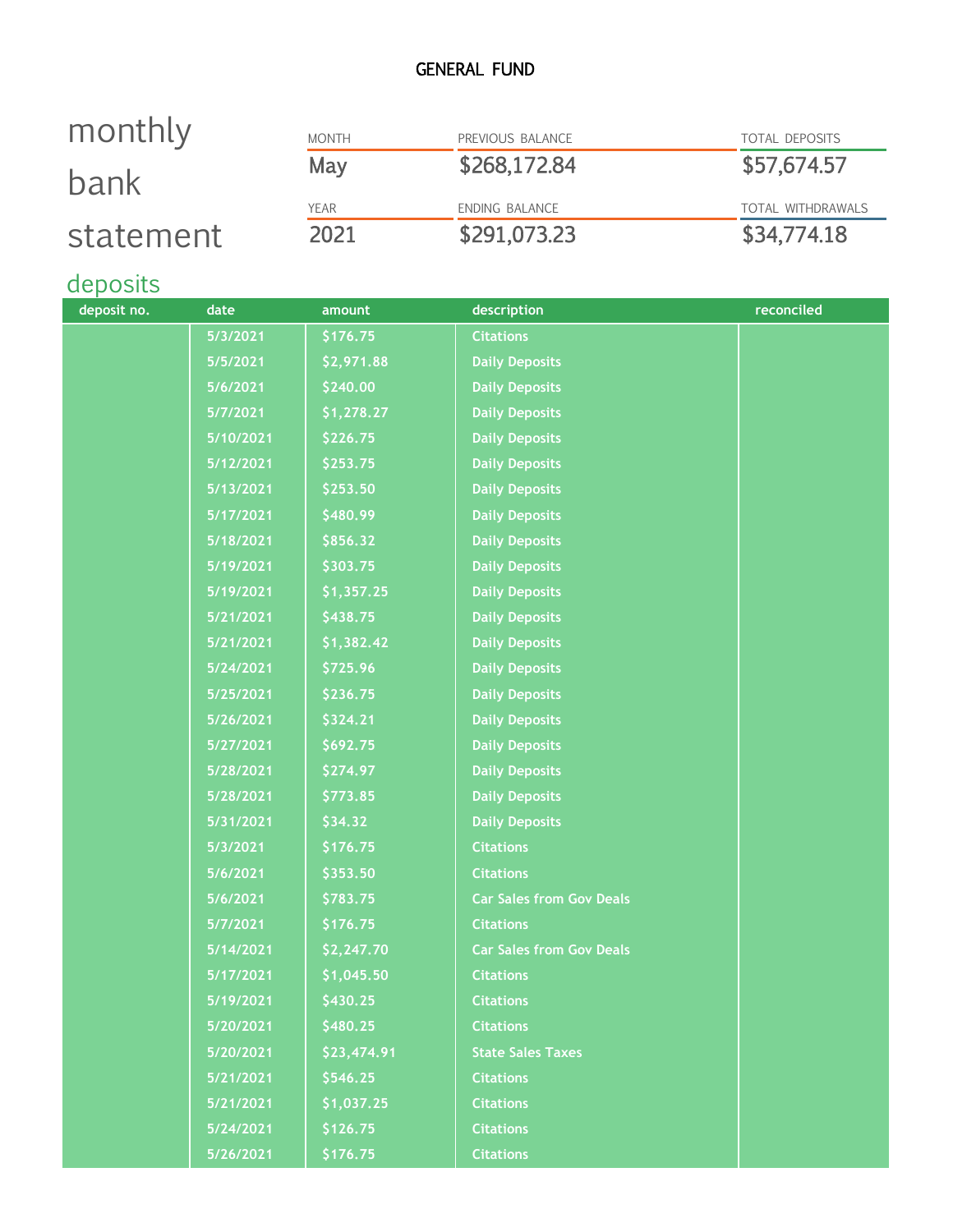# GENERAL FUND

## monthly bank statement

| MONTH | PREVIOUS BALANCE | TOTAL DEPOSITS |
|---|---|---|
| May | $268,172.84 | $57,674.57 |
| **YEAR** | **ENDING BALANCE** | **TOTAL WITHDRAWALS** |
| 2021 | $291,073.23 | $34,774.18 |

## deposits

| deposit no. | date | amount | description | reconciled |
|---|---|---|---|---|
| | 5/3/2021 | $176.75 | Citations | |
| | 5/5/2021 | $2,971.88 | Daily Deposits | |
| | 5/6/2021 | $240.00 | Daily Deposits | |
| | 5/7/2021 | $1,278.27 | Daily Deposits | |
| | 5/10/2021 | $226.75 | Daily Deposits | |
| | 5/12/2021 | $253.75 | Daily Deposits | |
| | 5/13/2021 | $253.50 | Daily Deposits | |
| | 5/17/2021 | $480.99 | Daily Deposits | |
| | 5/18/2021 | $856.32 | Daily Deposits | |
| | 5/19/2021 | $303.75 | Daily Deposits | |
| | 5/19/2021 | $1,357.25 | Daily Deposits | |
| | 5/21/2021 | $438.75 | Daily Deposits | |
| | 5/21/2021 | $1,382.42 | Daily Deposits | |
| | 5/24/2021 | $725.96 | Daily Deposits | |
| | 5/25/2021 | $236.75 | Daily Deposits | |
| | 5/26/2021 | $324.21 | Daily Deposits | |
| | 5/27/2021 | $692.75 | Daily Deposits | |
| | 5/28/2021 | $274.97 | Daily Deposits | |
| | 5/28/2021 | $773.85 | Daily Deposits | |
| | 5/31/2021 | $34.32 | Daily Deposits | |
| | 5/3/2021 | $176.75 | Citations | |
| | 5/6/2021 | $353.50 | Citations | |
| | 5/6/2021 | $783.75 | Car Sales from Gov Deals | |
| | 5/7/2021 | $176.75 | Citations | |
| | 5/14/2021 | $2,247.70 | Car Sales from Gov Deals | |
| | 5/17/2021 | $1,045.50 | Citations | |
| | 5/19/2021 | $430.25 | Citations | |
| | 5/20/2021 | $480.25 | Citations | |
| | 5/20/2021 | $23,474.91 | State Sales Taxes | |
| | 5/21/2021 | $546.25 | Citations | |
| | 5/21/2021 | $1,037.25 | Citations | |
| | 5/24/2021 | $126.75 | Citations | |
| | 5/26/2021 | $176.75 | Citations | |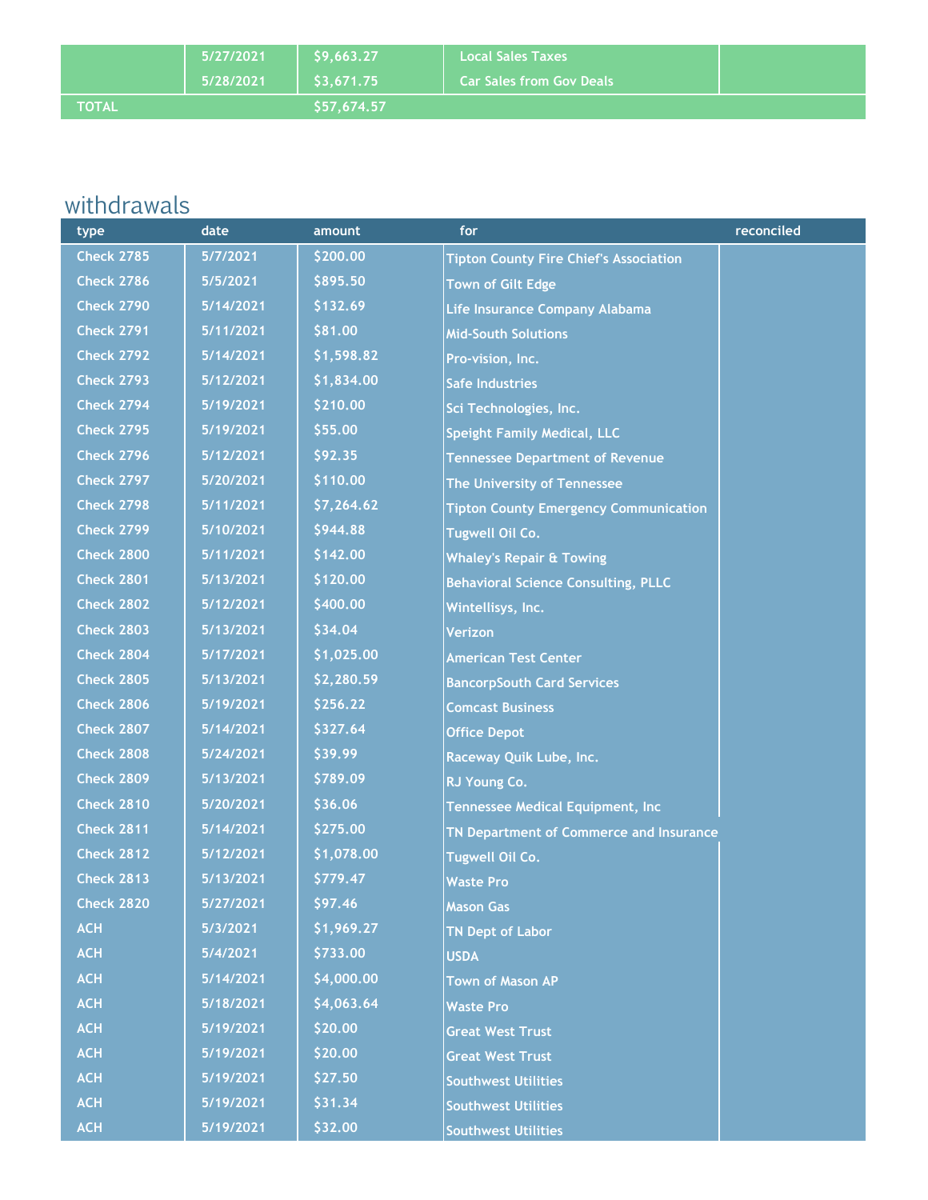| | | | | |
|---|---|---|---|---|
| | 5/27/2021 | $9,663.27 | Local Sales Taxes | |
| | 5/28/2021 | $3,671.75 | Car Sales from Gov Deals | |
| TOTAL | | $57,674.57 | | |

## withdrawals

| type | date | amount | for | reconciled |
|---|---|---|---|---|
| Check 2785 | 5/7/2021 | $200.00 | Tipton County Fire Chief's Association | |
| Check 2786 | 5/5/2021 | $895.50 | Town of Gilt Edge | |
| Check 2790 | 5/14/2021 | $132.69 | Life Insurance Company Alabama | |
| Check 2791 | 5/11/2021 | $81.00 | Mid-South Solutions | |
| Check 2792 | 5/14/2021 | $1,598.82 | Pro-vision, Inc. | |
| Check 2793 | 5/12/2021 | $1,834.00 | Safe Industries | |
| Check 2794 | 5/19/2021 | $210.00 | Sci Technologies, Inc. | |
| Check 2795 | 5/19/2021 | $55.00 | Speight Family Medical, LLC | |
| Check 2796 | 5/12/2021 | $92.35 | Tennessee Department of Revenue | |
| Check 2797 | 5/20/2021 | $110.00 | The University of Tennessee | |
| Check 2798 | 5/11/2021 | $7,264.62 | Tipton County Emergency Communication | |
| Check 2799 | 5/10/2021 | $944.88 | Tugwell Oil Co. | |
| Check 2800 | 5/11/2021 | $142.00 | Whaley's Repair & Towing | |
| Check 2801 | 5/13/2021 | $120.00 | Behavioral Science Consulting, PLLC | |
| Check 2802 | 5/12/2021 | $400.00 | Wintellisys, Inc. | |
| Check 2803 | 5/13/2021 | $34.04 | Verizon | |
| Check 2804 | 5/17/2021 | $1,025.00 | American Test Center | |
| Check 2805 | 5/13/2021 | $2,280.59 | BancorpSouth Card Services | |
| Check 2806 | 5/19/2021 | $256.22 | Comcast Business | |
| Check 2807 | 5/14/2021 | $327.64 | Office Depot | |
| Check 2808 | 5/24/2021 | $39.99 | Raceway Quik Lube, Inc. | |
| Check 2809 | 5/13/2021 | $789.09 | RJ Young Co. | |
| Check 2810 | 5/20/2021 | $36.06 | Tennessee Medical Equipment, Inc | |
| Check 2811 | 5/14/2021 | $275.00 | TN Department of Commerce and Insurance | |
| Check 2812 | 5/12/2021 | $1,078.00 | Tugwell Oil Co. | |
| Check 2813 | 5/13/2021 | $779.47 | Waste Pro | |
| Check 2820 | 5/27/2021 | $97.46 | Mason Gas | |
| ACH | 5/3/2021 | $1,969.27 | TN Dept of Labor | |
| ACH | 5/4/2021 | $733.00 | USDA | |
| ACH | 5/14/2021 | $4,000.00 | Town of Mason AP | |
| ACH | 5/18/2021 | $4,063.64 | Waste Pro | |
| ACH | 5/19/2021 | $20.00 | Great West Trust | |
| ACH | 5/19/2021 | $20.00 | Great West Trust | |
| ACH | 5/19/2021 | $27.50 | Southwest Utilities | |
| ACH | 5/19/2021 | $31.34 | Southwest Utilities | |
| ACH | 5/19/2021 | $32.00 | Southwest Utilities | |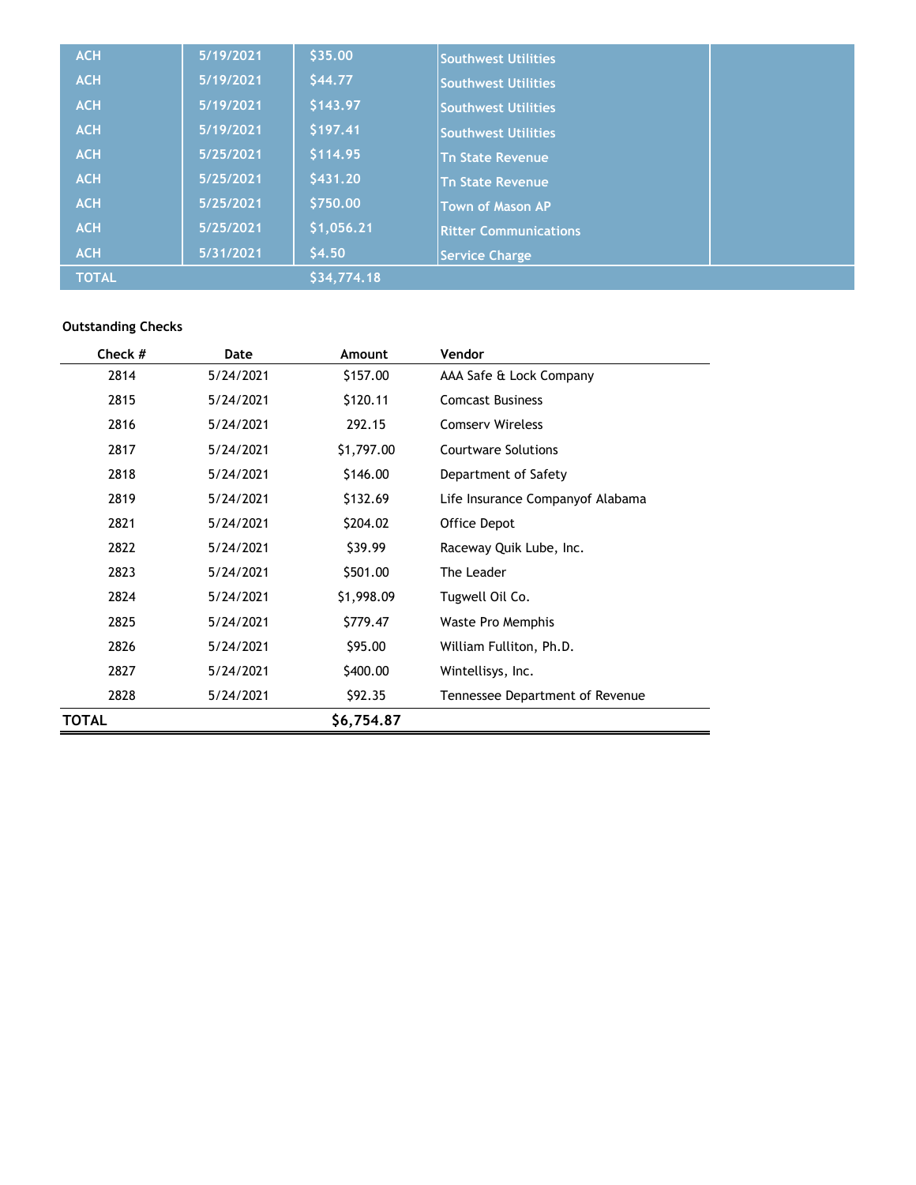| ACH | 5/19/2021 | $35.00 | Southwest Utilities | |
|---|---|---|---|---|
| ACH | 5/19/2021 | $44.77 | Southwest Utilities | |
| ACH | 5/19/2021 | $143.97 | Southwest Utilities | |
| ACH | 5/19/2021 | $197.41 | Southwest Utilities | |
| ACH | 5/25/2021 | $114.95 | Tn State Revenue | |
| ACH | 5/25/2021 | $431.20 | Tn State Revenue | |
| ACH | 5/25/2021 | $750.00 | Town of Mason AP | |
| ACH | 5/25/2021 | $1,056.21 | Ritter Communications | |
| ACH | 5/31/2021 | $4.50 | Service Charge | |
| TOTAL | | $34,774.18 | | |

**Outstanding Checks**

| Check # | Date | Amount | Vendor |
|---|---|---|---|
| 2814 | 5/24/2021 | $157.00 | AAA Safe & Lock Company |
| 2815 | 5/24/2021 | $120.11 | Comcast Business |
| 2816 | 5/24/2021 | 292.15 | Comserv Wireless |
| 2817 | 5/24/2021 | $1,797.00 | Courtware Solutions |
| 2818 | 5/24/2021 | $146.00 | Department of Safety |
| 2819 | 5/24/2021 | $132.69 | Life Insurance Companyof Alabama |
| 2821 | 5/24/2021 | $204.02 | Office Depot |
| 2822 | 5/24/2021 | $39.99 | Raceway Quik Lube, Inc. |
| 2823 | 5/24/2021 | $501.00 | The Leader |
| 2824 | 5/24/2021 | $1,998.09 | Tugwell Oil Co. |
| 2825 | 5/24/2021 | $779.47 | Waste Pro Memphis |
| 2826 | 5/24/2021 | $95.00 | William Fulliton, Ph.D. |
| 2827 | 5/24/2021 | $400.00 | Wintellisys, Inc. |
| 2828 | 5/24/2021 | $92.35 | Tennessee Department of Revenue |
| **TOTAL** | | **$6,754.87** | |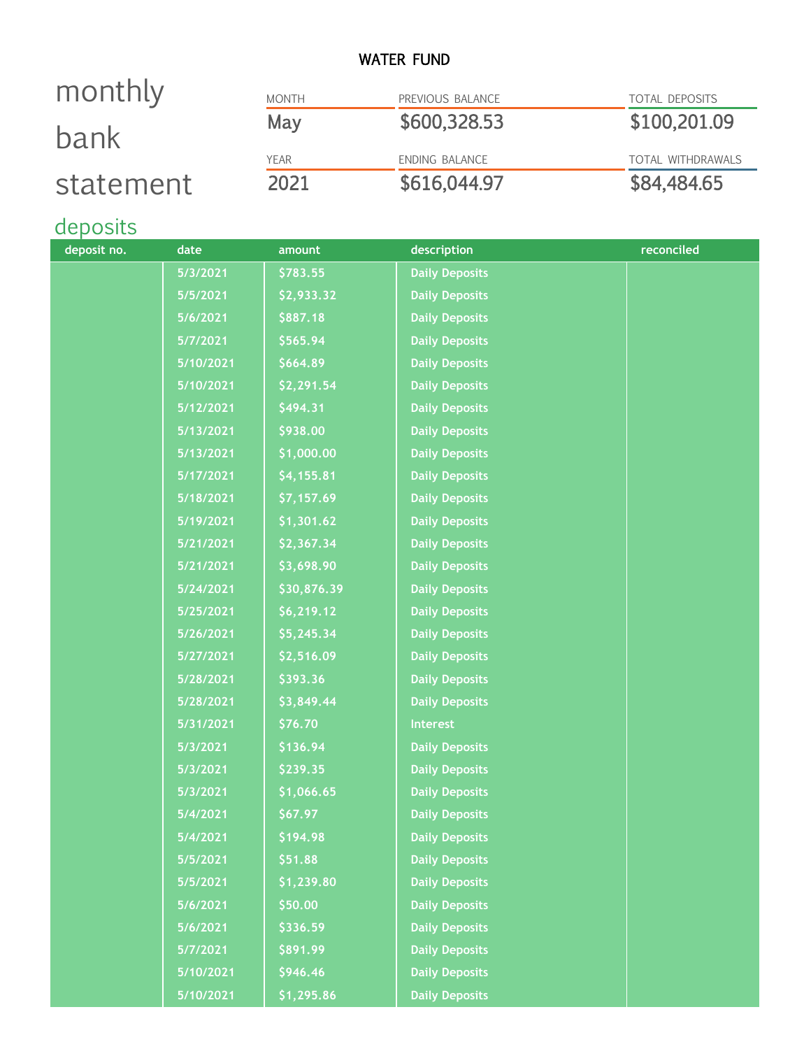WATER FUND

# monthly bank statement

| MONTH | PREVIOUS BALANCE | TOTAL DEPOSITS |
|---|---|---|
| May | $600,328.53 | $100,201.09 |
| **YEAR** | **ENDING BALANCE** | **TOTAL WITHDRAWALS** |
| 2021 | $616,044.97 | $84,484.65 |

## deposits

| deposit no. | date | amount | description | reconciled |
|---|---|---|---|---|
| | 5/3/2021 | $783.55 | Daily Deposits | |
| | 5/5/2021 | $2,933.32 | Daily Deposits | |
| | 5/6/2021 | $887.18 | Daily Deposits | |
| | 5/7/2021 | $565.94 | Daily Deposits | |
| | 5/10/2021 | $664.89 | Daily Deposits | |
| | 5/10/2021 | $2,291.54 | Daily Deposits | |
| | 5/12/2021 | $494.31 | Daily Deposits | |
| | 5/13/2021 | $938.00 | Daily Deposits | |
| | 5/13/2021 | $1,000.00 | Daily Deposits | |
| | 5/17/2021 | $4,155.81 | Daily Deposits | |
| | 5/18/2021 | $7,157.69 | Daily Deposits | |
| | 5/19/2021 | $1,301.62 | Daily Deposits | |
| | 5/21/2021 | $2,367.34 | Daily Deposits | |
| | 5/21/2021 | $3,698.90 | Daily Deposits | |
| | 5/24/2021 | $30,876.39 | Daily Deposits | |
| | 5/25/2021 | $6,219.12 | Daily Deposits | |
| | 5/26/2021 | $5,245.34 | Daily Deposits | |
| | 5/27/2021 | $2,516.09 | Daily Deposits | |
| | 5/28/2021 | $393.36 | Daily Deposits | |
| | 5/28/2021 | $3,849.44 | Daily Deposits | |
| | 5/31/2021 | $76.70 | Interest | |
| | 5/3/2021 | $136.94 | Daily Deposits | |
| | 5/3/2021 | $239.35 | Daily Deposits | |
| | 5/3/2021 | $1,066.65 | Daily Deposits | |
| | 5/4/2021 | $67.97 | Daily Deposits | |
| | 5/4/2021 | $194.98 | Daily Deposits | |
| | 5/5/2021 | $51.88 | Daily Deposits | |
| | 5/5/2021 | $1,239.80 | Daily Deposits | |
| | 5/6/2021 | $50.00 | Daily Deposits | |
| | 5/6/2021 | $336.59 | Daily Deposits | |
| | 5/7/2021 | $891.99 | Daily Deposits | |
| | 5/10/2021 | $946.46 | Daily Deposits | |
| | 5/10/2021 | $1,295.86 | Daily Deposits | |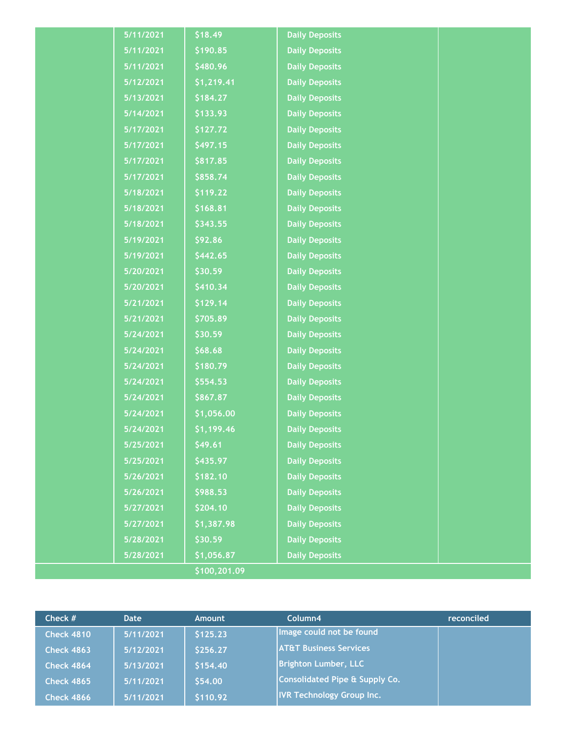| | | | | |
|---|---|---|---|---|
| | 5/11/2021 | $18.49 | Daily Deposits | |
| | 5/11/2021 | $190.85 | Daily Deposits | |
| | 5/11/2021 | $480.96 | Daily Deposits | |
| | 5/12/2021 | $1,219.41 | Daily Deposits | |
| | 5/13/2021 | $184.27 | Daily Deposits | |
| | 5/14/2021 | $133.93 | Daily Deposits | |
| | 5/17/2021 | $127.72 | Daily Deposits | |
| | 5/17/2021 | $497.15 | Daily Deposits | |
| | 5/17/2021 | $817.85 | Daily Deposits | |
| | 5/17/2021 | $858.74 | Daily Deposits | |
| | 5/18/2021 | $119.22 | Daily Deposits | |
| | 5/18/2021 | $168.81 | Daily Deposits | |
| | 5/18/2021 | $343.55 | Daily Deposits | |
| | 5/19/2021 | $92.86 | Daily Deposits | |
| | 5/19/2021 | $442.65 | Daily Deposits | |
| | 5/20/2021 | $30.59 | Daily Deposits | |
| | 5/20/2021 | $410.34 | Daily Deposits | |
| | 5/21/2021 | $129.14 | Daily Deposits | |
| | 5/21/2021 | $705.89 | Daily Deposits | |
| | 5/24/2021 | $30.59 | Daily Deposits | |
| | 5/24/2021 | $68.68 | Daily Deposits | |
| | 5/24/2021 | $180.79 | Daily Deposits | |
| | 5/24/2021 | $554.53 | Daily Deposits | |
| | 5/24/2021 | $867.87 | Daily Deposits | |
| | 5/24/2021 | $1,056.00 | Daily Deposits | |
| | 5/24/2021 | $1,199.46 | Daily Deposits | |
| | 5/25/2021 | $49.61 | Daily Deposits | |
| | 5/25/2021 | $435.97 | Daily Deposits | |
| | 5/26/2021 | $182.10 | Daily Deposits | |
| | 5/26/2021 | $988.53 | Daily Deposits | |
| | 5/27/2021 | $204.10 | Daily Deposits | |
| | 5/27/2021 | $1,387.98 | Daily Deposits | |
| | 5/28/2021 | $30.59 | Daily Deposits | |
| | 5/28/2021 | $1,056.87 | Daily Deposits | |
| | | $100,201.09 | | |

| Check # | Date | Amount | Column4 | reconciled |
|---|---|---|---|---|
| Check 4810 | 5/11/2021 | $125.23 | Image could not be found | |
| Check 4863 | 5/12/2021 | $256.27 | AT&T Business Services | |
| Check 4864 | 5/13/2021 | $154.40 | Brighton Lumber, LLC | |
| Check 4865 | 5/11/2021 | $54.00 | Consolidated Pipe & Supply Co. | |
| Check 4866 | 5/11/2021 | $110.92 | IVR Technology Group Inc. | |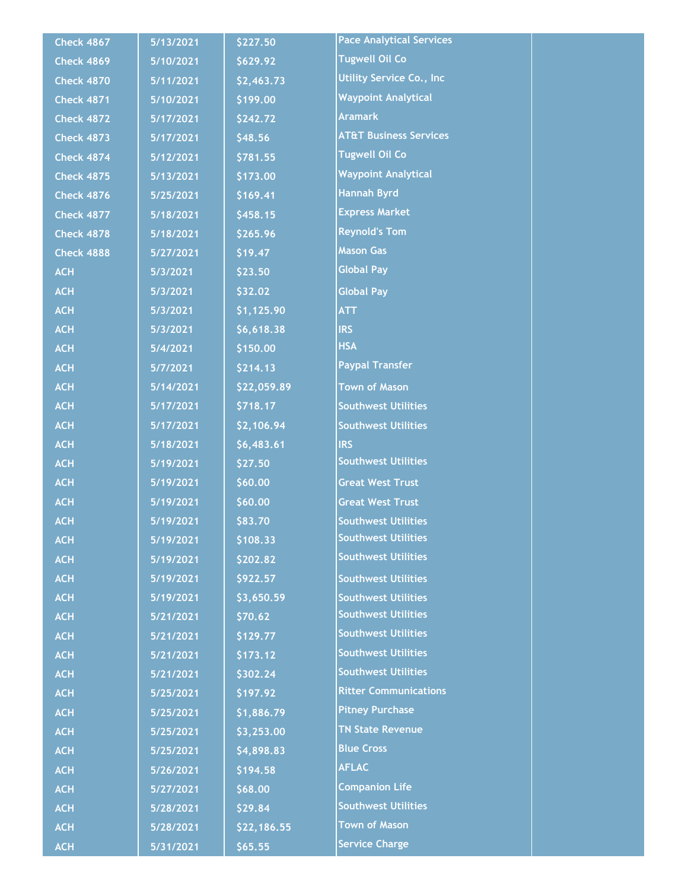| | | | | |
|---|---|---|---|---|
| Check 4867 | 5/13/2021 | $227.50 | Pace Analytical Services | |
| Check 4869 | 5/10/2021 | $629.92 | Tugwell Oil Co | |
| Check 4870 | 5/11/2021 | $2,463.73 | Utility Service Co., Inc | |
| Check 4871 | 5/10/2021 | $199.00 | Waypoint Analytical | |
| Check 4872 | 5/17/2021 | $242.72 | Aramark | |
| Check 4873 | 5/17/2021 | $48.56 | AT&T Business Services | |
| Check 4874 | 5/12/2021 | $781.55 | Tugwell Oil Co | |
| Check 4875 | 5/13/2021 | $173.00 | Waypoint Analytical | |
| Check 4876 | 5/25/2021 | $169.41 | Hannah Byrd | |
| Check 4877 | 5/18/2021 | $458.15 | Express Market | |
| Check 4878 | 5/18/2021 | $265.96 | Reynold's Tom | |
| Check 4888 | 5/27/2021 | $19.47 | Mason Gas | |
| ACH | 5/3/2021 | $23.50 | Global Pay | |
| ACH | 5/3/2021 | $32.02 | Global Pay | |
| ACH | 5/3/2021 | $1,125.90 | ATT | |
| ACH | 5/3/2021 | $6,618.38 | IRS | |
| ACH | 5/4/2021 | $150.00 | HSA | |
| ACH | 5/7/2021 | $214.13 | Paypal Transfer | |
| ACH | 5/14/2021 | $22,059.89 | Town of Mason | |
| ACH | 5/17/2021 | $718.17 | Southwest Utilities | |
| ACH | 5/17/2021 | $2,106.94 | Southwest Utilities | |
| ACH | 5/18/2021 | $6,483.61 | IRS | |
| ACH | 5/19/2021 | $27.50 | Southwest Utilities | |
| ACH | 5/19/2021 | $60.00 | Great West Trust | |
| ACH | 5/19/2021 | $60.00 | Great West Trust | |
| ACH | 5/19/2021 | $83.70 | Southwest Utilities | |
| ACH | 5/19/2021 | $108.33 | Southwest Utilities | |
| ACH | 5/19/2021 | $202.82 | Southwest Utilities | |
| ACH | 5/19/2021 | $922.57 | Southwest Utilities | |
| ACH | 5/19/2021 | $3,650.59 | Southwest Utilities | |
| ACH | 5/21/2021 | $70.62 | Southwest Utilities | |
| ACH | 5/21/2021 | $129.77 | Southwest Utilities | |
| ACH | 5/21/2021 | $173.12 | Southwest Utilities | |
| ACH | 5/21/2021 | $302.24 | Southwest Utilities | |
| ACH | 5/25/2021 | $197.92 | Ritter Communications | |
| ACH | 5/25/2021 | $1,886.79 | Pitney Purchase | |
| ACH | 5/25/2021 | $3,253.00 | TN State Revenue | |
| ACH | 5/25/2021 | $4,898.83 | Blue Cross | |
| ACH | 5/26/2021 | $194.58 | AFLAC | |
| ACH | 5/27/2021 | $68.00 | Companion Life | |
| ACH | 5/28/2021 | $29.84 | Southwest Utilities | |
| ACH | 5/28/2021 | $22,186.55 | Town of Mason | |
| ACH | 5/31/2021 | $65.55 | Service Charge | |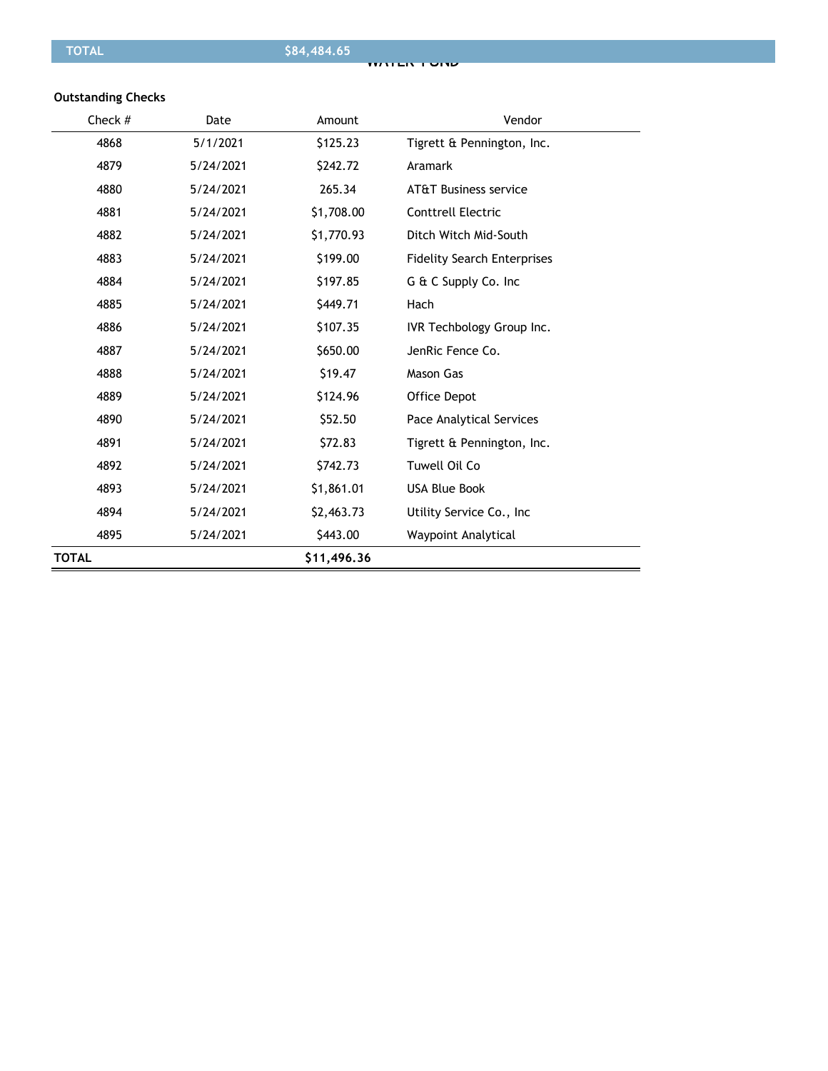| TOTAL | $84,484.65 |
|---|---|

**Outstanding Checks**

| Check # | Date | Amount | Vendor |
|---|---|---|---|
| 4868 | 5/1/2021 | $125.23 | Tigrett & Pennington, Inc. |
| 4879 | 5/24/2021 | $242.72 | Aramark |
| 4880 | 5/24/2021 | 265.34 | AT&T Business service |
| 4881 | 5/24/2021 | $1,708.00 | Conttrell Electric |
| 4882 | 5/24/2021 | $1,770.93 | Ditch Witch Mid-South |
| 4883 | 5/24/2021 | $199.00 | Fidelity Search Enterprises |
| 4884 | 5/24/2021 | $197.85 | G & C Supply Co. Inc |
| 4885 | 5/24/2021 | $449.71 | Hach |
| 4886 | 5/24/2021 | $107.35 | IVR Techbology Group Inc. |
| 4887 | 5/24/2021 | $650.00 | JenRic Fence Co. |
| 4888 | 5/24/2021 | $19.47 | Mason Gas |
| 4889 | 5/24/2021 | $124.96 | Office Depot |
| 4890 | 5/24/2021 | $52.50 | Pace Analytical Services |
| 4891 | 5/24/2021 | $72.83 | Tigrett & Pennington, Inc. |
| 4892 | 5/24/2021 | $742.73 | Tuwell Oil Co |
| 4893 | 5/24/2021 | $1,861.01 | USA Blue Book |
| 4894 | 5/24/2021 | $2,463.73 | Utility Service Co., Inc |
| 4895 | 5/24/2021 | $443.00 | Waypoint Analytical |
| **TOTAL** | | **$11,496.36** | |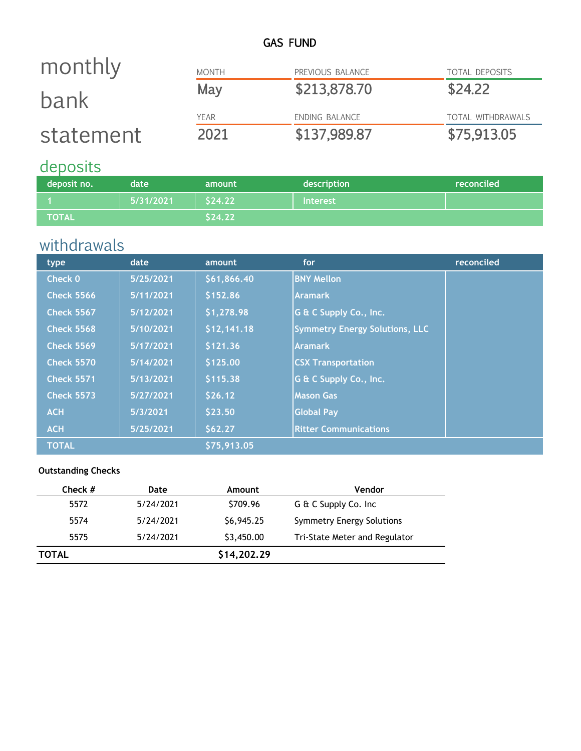# GAS FUND

## monthly bank statement

| MONTH | PREVIOUS BALANCE | TOTAL DEPOSITS |
|---|---|---|
| May | $213,878.70 | $24.22 |

| YEAR | ENDING BALANCE | TOTAL WITHDRAWALS |
|---|---|---|
| 2021 | $137,989.87 | $75,913.05 |

## deposits

| deposit no. | date | amount | description | reconciled |
|---|---|---|---|---|
| 1 | 5/31/2021 | $24.22 | Interest | |
| TOTAL | | $24.22 | | |

## withdrawals

| type | date | amount | for | reconciled |
|---|---|---|---|---|
| Check 0 | 5/25/2021 | $61,866.40 | BNY Mellon | |
| Check 5566 | 5/11/2021 | $152.86 | Aramark | |
| Check 5567 | 5/12/2021 | $1,278.98 | G & C Supply Co., Inc. | |
| Check 5568 | 5/10/2021 | $12,141.18 | Symmetry Energy Solutions, LLC | |
| Check 5569 | 5/17/2021 | $121.36 | Aramark | |
| Check 5570 | 5/14/2021 | $125.00 | CSX Transportation | |
| Check 5571 | 5/13/2021 | $115.38 | G & C Supply Co., Inc. | |
| Check 5573 | 5/27/2021 | $26.12 | Mason Gas | |
| ACH | 5/3/2021 | $23.50 | Global Pay | |
| ACH | 5/25/2021 | $62.27 | Ritter Communications | |
| TOTAL | | $75,913.05 | | |

**Outstanding Checks**

| Check # | Date | Amount | Vendor |
|---|---|---|---|
| 5572 | 5/24/2021 | $709.96 | G & C Supply Co. Inc |
| 5574 | 5/24/2021 | $6,945.25 | Symmetry Energy Solutions |
| 5575 | 5/24/2021 | $3,450.00 | Tri-State Meter and Regulator |
| **TOTAL** | | **$14,202.29** | |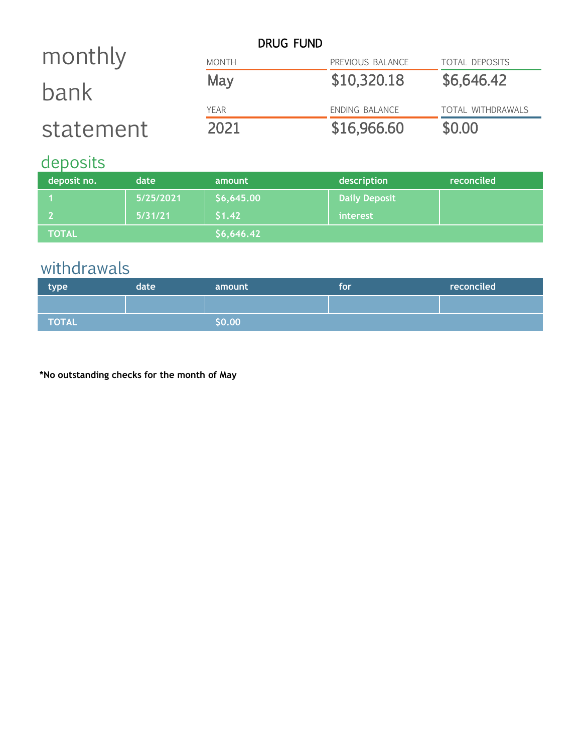# DRUG FUND

# monthly bank statement

| MONTH | PREVIOUS BALANCE | TOTAL DEPOSITS |
|---|---|---|
| May | $10,320.18 | $6,646.42 |
| **YEAR** | **ENDING BALANCE** | **TOTAL WITHDRAWALS** |
| 2021 | $16,966.60 | $0.00 |

## deposits

| deposit no. | date | amount | description | reconciled |
|---|---|---|---|---|
| 1 | 5/25/2021 | $6,645.00 | Daily Deposit | |
| 2 | 5/31/21 | $1.42 | interest | |
| TOTAL | | $6,646.42 | | |

## withdrawals

| type | date | amount | for | reconciled |
|---|---|---|---|---|
| | | | | |
| TOTAL | | $0.00 | | |

**\*No outstanding checks for the month of May**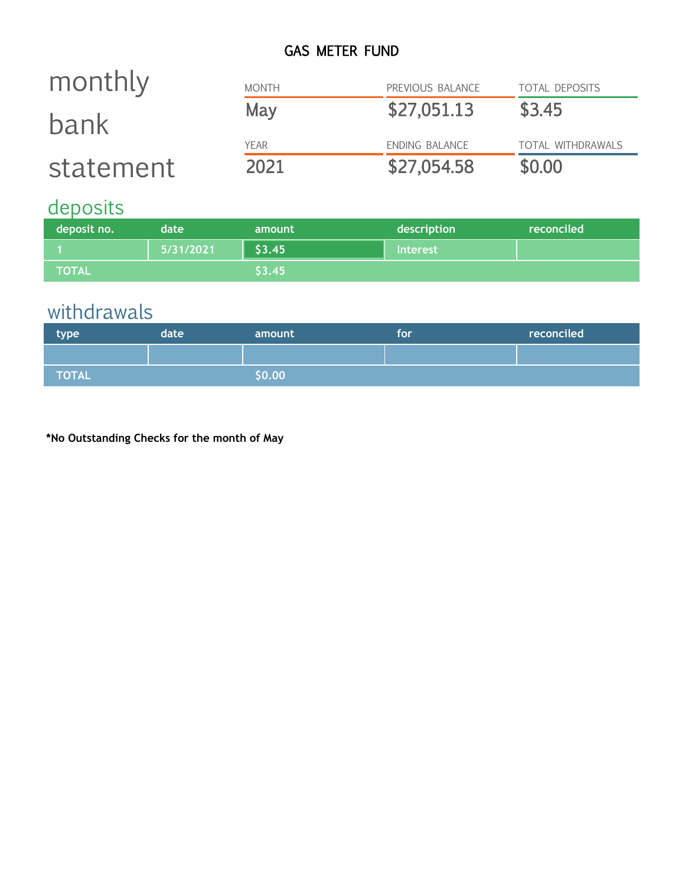# GAS METER FUND

# monthly bank statement

| MONTH | PREVIOUS BALANCE | TOTAL DEPOSITS |
|---|---|---|
| May | $27,051.13 | $3.45 |

| YEAR | ENDING BALANCE | TOTAL WITHDRAWALS |
|---|---|---|
| 2021 | $27,054.58 | $0.00 |

## deposits

| deposit no. | date | amount | description | reconciled |
|---|---|---|---|---|
| 1 | 5/31/2021 | $3.45 | Interest | |
| TOTAL | | $3.45 | | |

## withdrawals

| type | date | amount | for | reconciled |
|---|---|---|---|---|
| | | | | |
| TOTAL | | $0.00 | | |

**\*No Outstanding Checks for the month of May**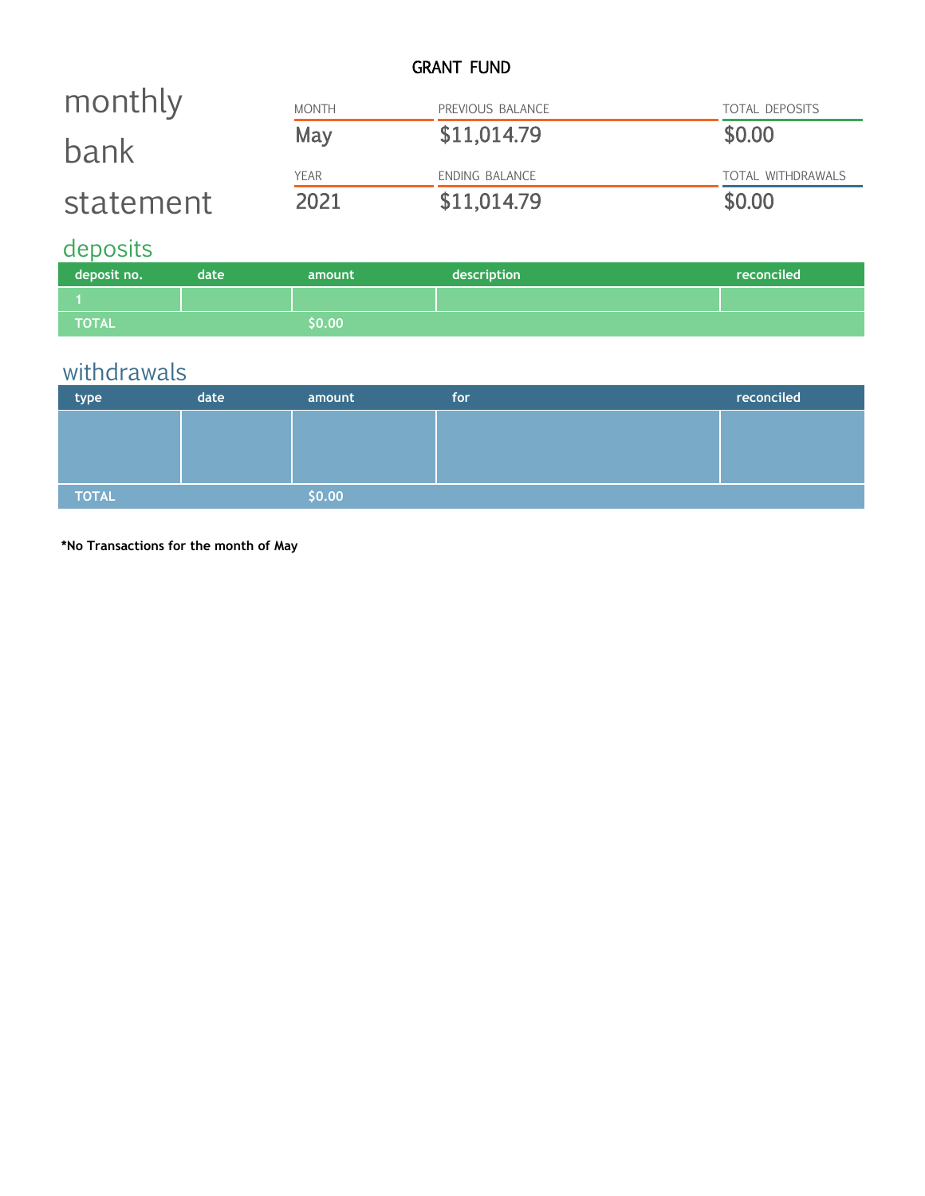GRANT FUND

# monthly bank statement

| MONTH | PREVIOUS BALANCE | TOTAL DEPOSITS |
|---|---|---|
| May | $11,014.79 | $0.00 |
| **YEAR** | **ENDING BALANCE** | **TOTAL WITHDRAWALS** |
| 2021 | $11,014.79 | $0.00 |

## deposits

| deposit no. | date | amount | description | reconciled |
|---|---|---|---|---|
| 1 | | | | |
| TOTAL | | $0.00 | | |

## withdrawals

| type | date | amount | for | reconciled |
|---|---|---|---|---|
| | | | | |
| TOTAL | | $0.00 | | |

**\*No Transactions for the month of May**